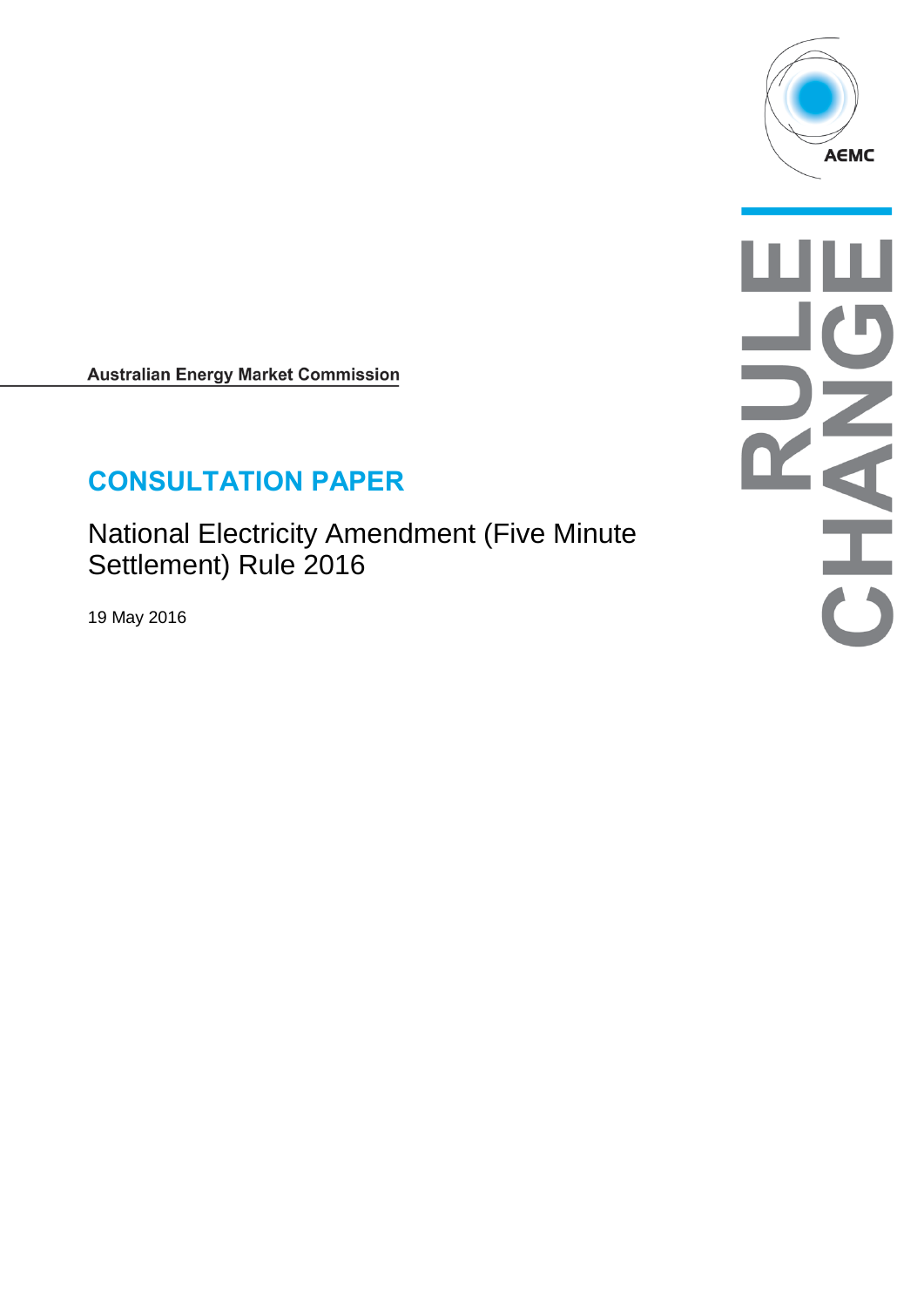Australian Energy Market Commission

# CONSULTATION PAPER

## National Electricity Amendment (Five Minute Settlement) Rule 2016

19 May 2016

RULE CHANGE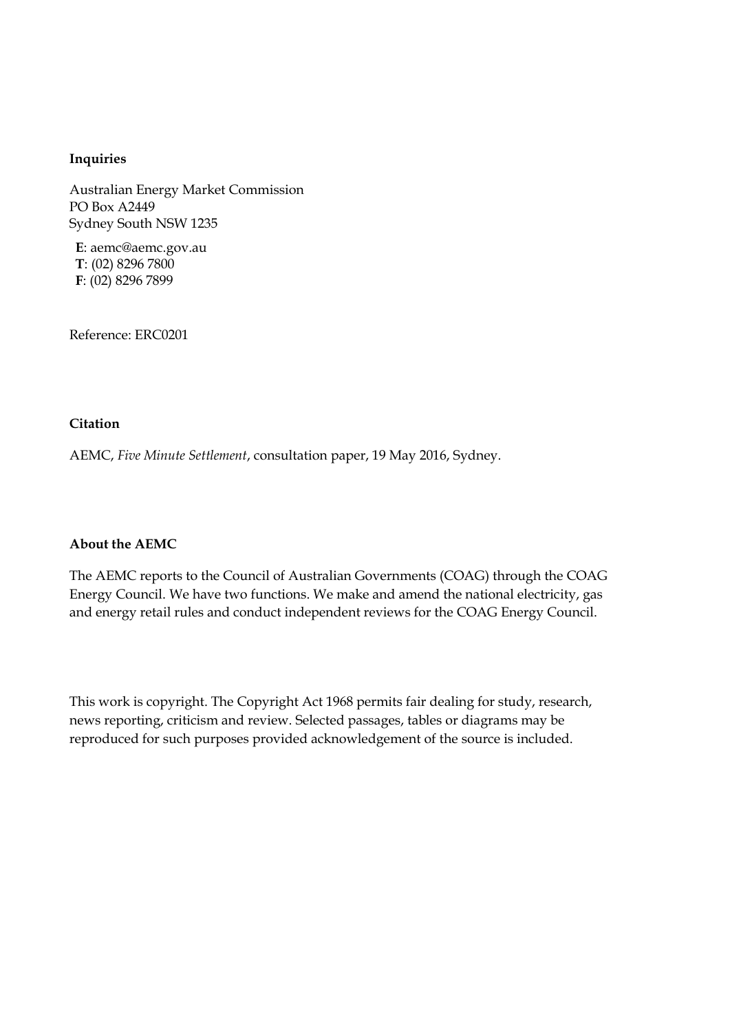**Inquiries**

Australian Energy Market Commission
PO Box A2449
Sydney South NSW 1235

**E**: aemc@aemc.gov.au
**T**: (02) 8296 7800
**F**: (02) 8296 7899

Reference: ERC0201

**Citation**

AEMC, *Five Minute Settlement*, consultation paper, 19 May 2016, Sydney.

**About the AEMC**

The AEMC reports to the Council of Australian Governments (COAG) through the COAG Energy Council. We have two functions. We make and amend the national electricity, gas and energy retail rules and conduct independent reviews for the COAG Energy Council.

This work is copyright. The Copyright Act 1968 permits fair dealing for study, research, news reporting, criticism and review. Selected passages, tables or diagrams may be reproduced for such purposes provided acknowledgement of the source is included.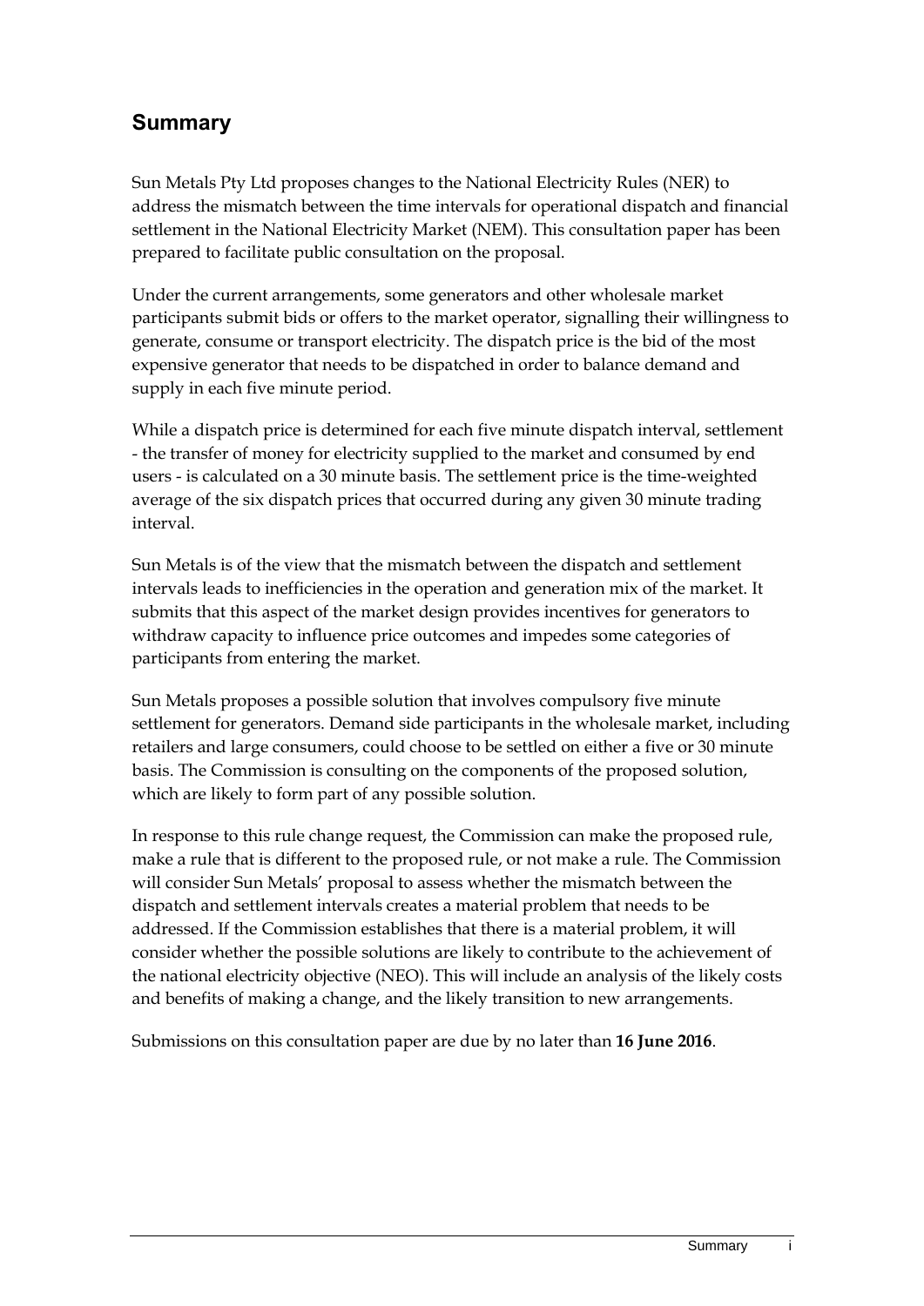## Summary

Sun Metals Pty Ltd proposes changes to the National Electricity Rules (NER) to address the mismatch between the time intervals for operational dispatch and financial settlement in the National Electricity Market (NEM). This consultation paper has been prepared to facilitate public consultation on the proposal.

Under the current arrangements, some generators and other wholesale market participants submit bids or offers to the market operator, signalling their willingness to generate, consume or transport electricity. The dispatch price is the bid of the most expensive generator that needs to be dispatched in order to balance demand and supply in each five minute period.

While a dispatch price is determined for each five minute dispatch interval, settlement - the transfer of money for electricity supplied to the market and consumed by end users - is calculated on a 30 minute basis. The settlement price is the time-weighted average of the six dispatch prices that occurred during any given 30 minute trading interval.

Sun Metals is of the view that the mismatch between the dispatch and settlement intervals leads to inefficiencies in the operation and generation mix of the market. It submits that this aspect of the market design provides incentives for generators to withdraw capacity to influence price outcomes and impedes some categories of participants from entering the market.

Sun Metals proposes a possible solution that involves compulsory five minute settlement for generators. Demand side participants in the wholesale market, including retailers and large consumers, could choose to be settled on either a five or 30 minute basis. The Commission is consulting on the components of the proposed solution, which are likely to form part of any possible solution.

In response to this rule change request, the Commission can make the proposed rule, make a rule that is different to the proposed rule, or not make a rule. The Commission will consider Sun Metals' proposal to assess whether the mismatch between the dispatch and settlement intervals creates a material problem that needs to be addressed. If the Commission establishes that there is a material problem, it will consider whether the possible solutions are likely to contribute to the achievement of the national electricity objective (NEO). This will include an analysis of the likely costs and benefits of making a change, and the likely transition to new arrangements.

Submissions on this consultation paper are due by no later than **16 June 2016**.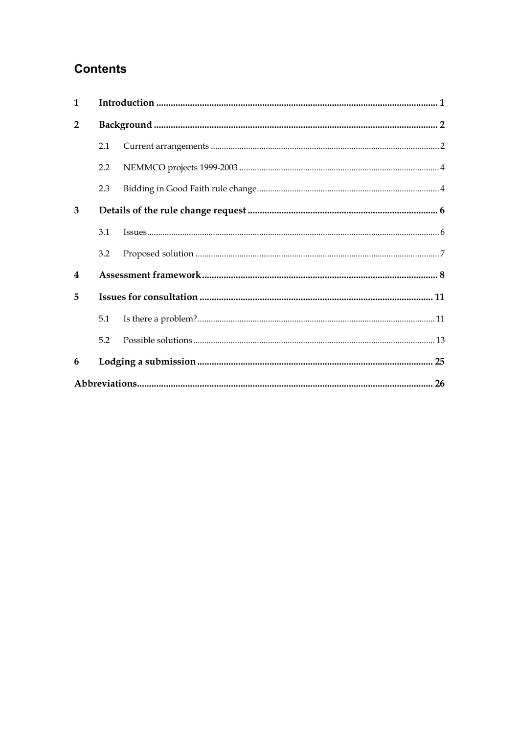## Contents

| | | | |
|---|---|---|---|
| **1** | **Introduction** | | **1** |
| **2** | **Background** | | **2** |
| | 2.1 | Current arrangements | 2 |
| | 2.2 | NEMMCO projects 1999-2003 | 4 |
| | 2.3 | Bidding in Good Faith rule change | 4 |
| **3** | **Details of the rule change request** | | **6** |
| | 3.1 | Issues | 6 |
| | 3.2 | Proposed solution | 7 |
| **4** | **Assessment framework** | | **8** |
| **5** | **Issues for consultation** | | **11** |
| | 5.1 | Is there a problem? | 11 |
| | 5.2 | Possible solutions | 13 |
| **6** | **Lodging a submission** | | **25** |
| **Abbreviations** | | | **26** |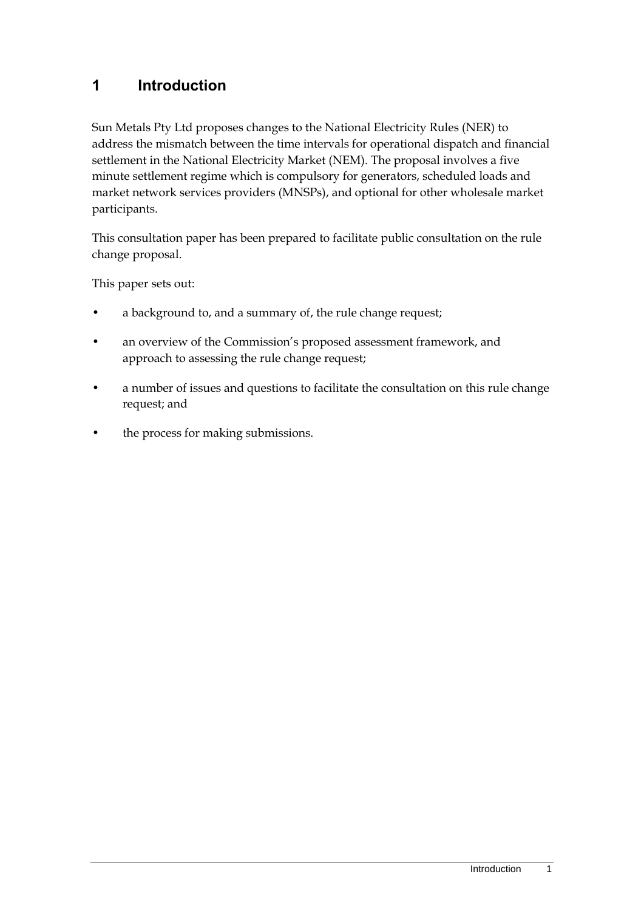# 1 Introduction

Sun Metals Pty Ltd proposes changes to the National Electricity Rules (NER) to address the mismatch between the time intervals for operational dispatch and financial settlement in the National Electricity Market (NEM). The proposal involves a five minute settlement regime which is compulsory for generators, scheduled loads and market network services providers (MNSPs), and optional for other wholesale market participants.

This consultation paper has been prepared to facilitate public consultation on the rule change proposal.

This paper sets out:

- a background to, and a summary of, the rule change request;
- an overview of the Commission's proposed assessment framework, and approach to assessing the rule change request;
- a number of issues and questions to facilitate the consultation on this rule change request; and
- the process for making submissions.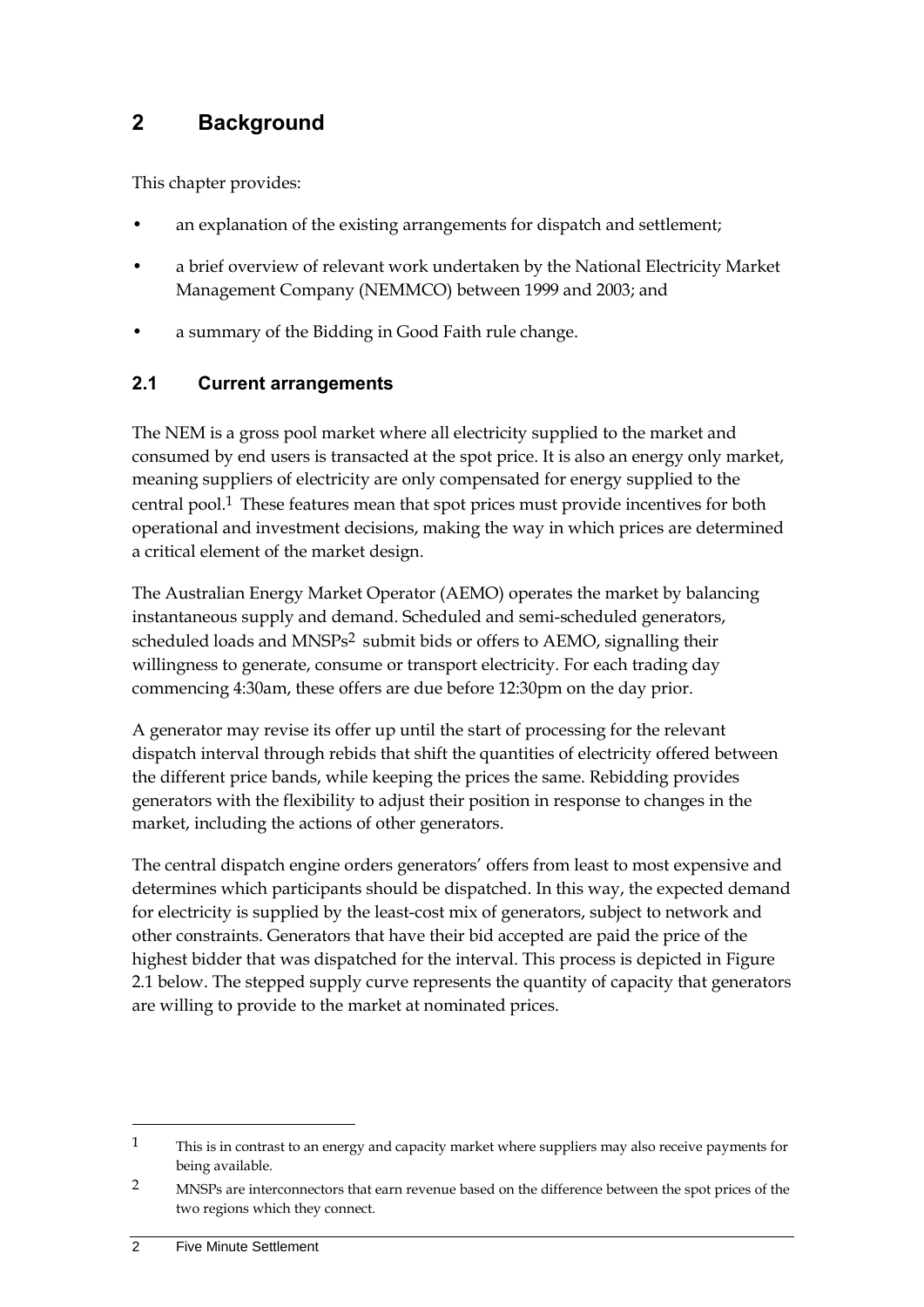# 2 Background

This chapter provides:

- an explanation of the existing arrangements for dispatch and settlement;
- a brief overview of relevant work undertaken by the National Electricity Market Management Company (NEMMCO) between 1999 and 2003; and
- a summary of the Bidding in Good Faith rule change.

## 2.1 Current arrangements

The NEM is a gross pool market where all electricity supplied to the market and consumed by end users is transacted at the spot price. It is also an energy only market, meaning suppliers of electricity are only compensated for energy supplied to the central pool.[1] These features mean that spot prices must provide incentives for both operational and investment decisions, making the way in which prices are determined a critical element of the market design.

The Australian Energy Market Operator (AEMO) operates the market by balancing instantaneous supply and demand. Scheduled and semi-scheduled generators, scheduled loads and MNSPs[2] submit bids or offers to AEMO, signalling their willingness to generate, consume or transport electricity. For each trading day commencing 4:30am, these offers are due before 12:30pm on the day prior.

A generator may revise its offer up until the start of processing for the relevant dispatch interval through rebids that shift the quantities of electricity offered between the different price bands, while keeping the prices the same. Rebidding provides generators with the flexibility to adjust their position in response to changes in the market, including the actions of other generators.

The central dispatch engine orders generators' offers from least to most expensive and determines which participants should be dispatched. In this way, the expected demand for electricity is supplied by the least-cost mix of generators, subject to network and other constraints. Generators that have their bid accepted are paid the price of the highest bidder that was dispatched for the interval. This process is depicted in Figure 2.1 below. The stepped supply curve represents the quantity of capacity that generators are willing to provide to the market at nominated prices.

---

1 This is in contrast to an energy and capacity market where suppliers may also receive payments for being available.

2 MNSPs are interconnectors that earn revenue based on the difference between the spot prices of the two regions which they connect.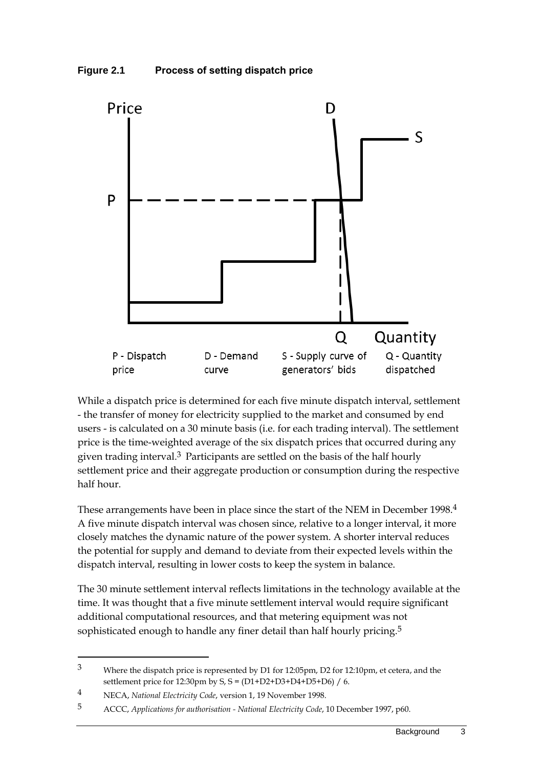**Figure 2.1 Process of setting dispatch price**

Price, D, S, P, Q, Quantity

P - Dispatch price | D - Demand curve | S - Supply curve of generators' bids | Q - Quantity dispatched

While a dispatch price is determined for each five minute dispatch interval, settlement - the transfer of money for electricity supplied to the market and consumed by end users - is calculated on a 30 minute basis (i.e. for each trading interval). The settlement price is the time-weighted average of the six dispatch prices that occurred during any given trading interval.[3] Participants are settled on the basis of the half hourly settlement price and their aggregate production or consumption during the respective half hour.

These arrangements have been in place since the start of the NEM in December 1998.[4] A five minute dispatch interval was chosen since, relative to a longer interval, it more closely matches the dynamic nature of the power system. A shorter interval reduces the potential for supply and demand to deviate from their expected levels within the dispatch interval, resulting in lower costs to keep the system in balance.

The 30 minute settlement interval reflects limitations in the technology available at the time. It was thought that a five minute settlement interval would require significant additional computational resources, and that metering equipment was not sophisticated enough to handle any finer detail than half hourly pricing.[5]

---

[3] Where the dispatch price is represented by D1 for 12:05pm, D2 for 12:10pm, et cetera, and the settlement price for 12:30pm by S, $S = (D1+D2+D3+D4+D5+D6) / 6$.

[4] NECA, *National Electricity Code*, version 1, 19 November 1998.

[5] ACCC, *Applications for authorisation - National Electricity Code*, 10 December 1997, p60.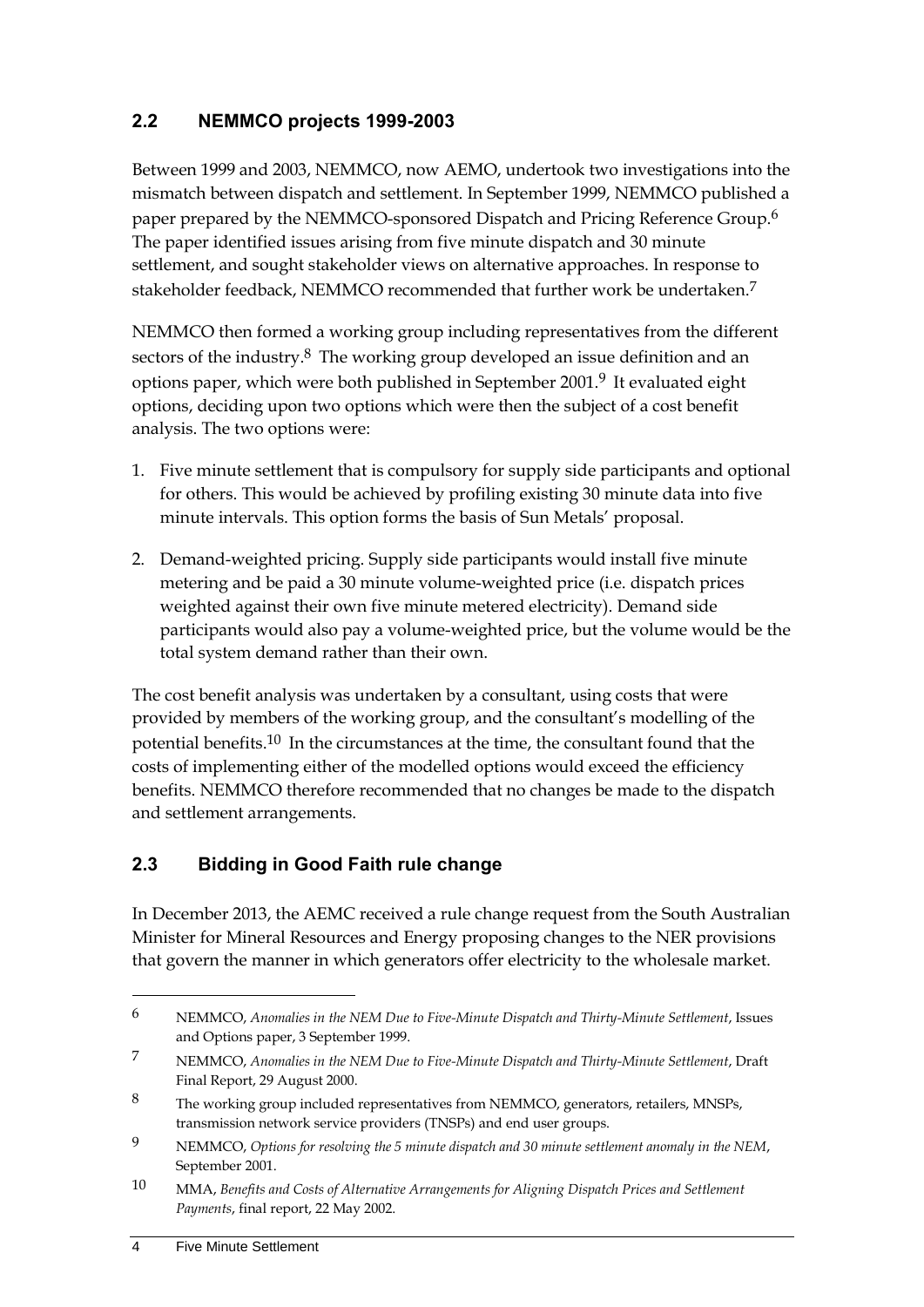## 2.2 NEMMCO projects 1999-2003

Between 1999 and 2003, NEMMCO, now AEMO, undertook two investigations into the mismatch between dispatch and settlement. In September 1999, NEMMCO published a paper prepared by the NEMMCO-sponsored Dispatch and Pricing Reference Group.[6] The paper identified issues arising from five minute dispatch and 30 minute settlement, and sought stakeholder views on alternative approaches. In response to stakeholder feedback, NEMMCO recommended that further work be undertaken.[7]

NEMMCO then formed a working group including representatives from the different sectors of the industry.[8] The working group developed an issue definition and an options paper, which were both published in September 2001.[9] It evaluated eight options, deciding upon two options which were then the subject of a cost benefit analysis. The two options were:

1. Five minute settlement that is compulsory for supply side participants and optional for others. This would be achieved by profiling existing 30 minute data into five minute intervals. This option forms the basis of Sun Metals' proposal.
2. Demand-weighted pricing. Supply side participants would install five minute metering and be paid a 30 minute volume-weighted price (i.e. dispatch prices weighted against their own five minute metered electricity). Demand side participants would also pay a volume-weighted price, but the volume would be the total system demand rather than their own.

The cost benefit analysis was undertaken by a consultant, using costs that were provided by members of the working group, and the consultant's modelling of the potential benefits.[10] In the circumstances at the time, the consultant found that the costs of implementing either of the modelled options would exceed the efficiency benefits. NEMMCO therefore recommended that no changes be made to the dispatch and settlement arrangements.

## 2.3 Bidding in Good Faith rule change

In December 2013, the AEMC received a rule change request from the South Australian Minister for Mineral Resources and Energy proposing changes to the NER provisions that govern the manner in which generators offer electricity to the wholesale market.

---

6 NEMMCO, *Anomalies in the NEM Due to Five-Minute Dispatch and Thirty-Minute Settlement*, Issues and Options paper, 3 September 1999.

7 NEMMCO, *Anomalies in the NEM Due to Five-Minute Dispatch and Thirty-Minute Settlement*, Draft Final Report, 29 August 2000.

8 The working group included representatives from NEMMCO, generators, retailers, MNSPs, transmission network service providers (TNSPs) and end user groups.

9 NEMMCO, *Options for resolving the 5 minute dispatch and 30 minute settlement anomaly in the NEM*, September 2001.

10 MMA, *Benefits and Costs of Alternative Arrangements for Aligning Dispatch Prices and Settlement Payments*, final report, 22 May 2002.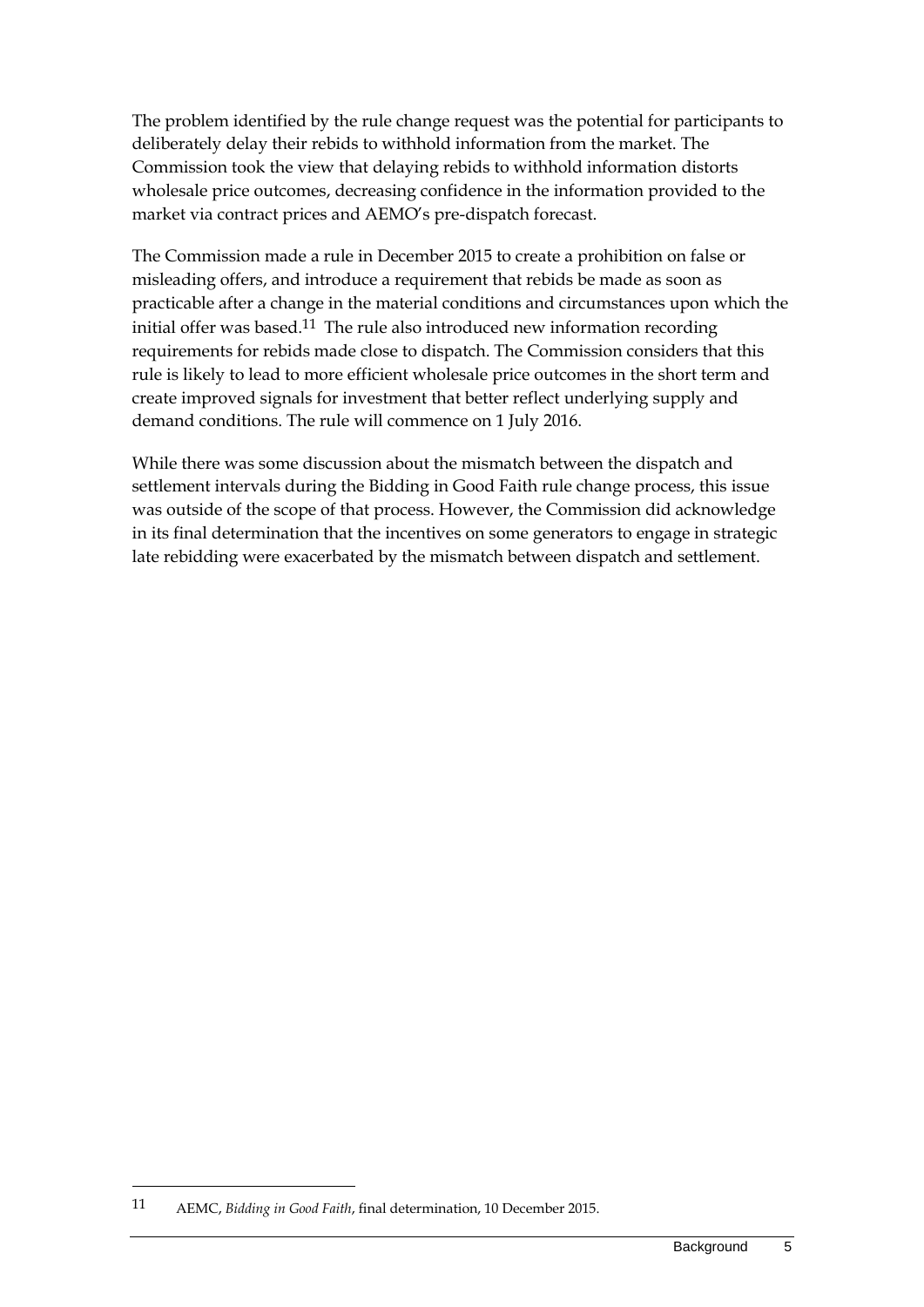The problem identified by the rule change request was the potential for participants to deliberately delay their rebids to withhold information from the market. The Commission took the view that delaying rebids to withhold information distorts wholesale price outcomes, decreasing confidence in the information provided to the market via contract prices and AEMO's pre-dispatch forecast.

The Commission made a rule in December 2015 to create a prohibition on false or misleading offers, and introduce a requirement that rebids be made as soon as practicable after a change in the material conditions and circumstances upon which the initial offer was based.[11] The rule also introduced new information recording requirements for rebids made close to dispatch. The Commission considers that this rule is likely to lead to more efficient wholesale price outcomes in the short term and create improved signals for investment that better reflect underlying supply and demand conditions. The rule will commence on 1 July 2016.

While there was some discussion about the mismatch between the dispatch and settlement intervals during the Bidding in Good Faith rule change process, this issue was outside of the scope of that process. However, the Commission did acknowledge in its final determination that the incentives on some generators to engage in strategic late rebidding were exacerbated by the mismatch between dispatch and settlement.

---

11 AEMC, *Bidding in Good Faith*, final determination, 10 December 2015.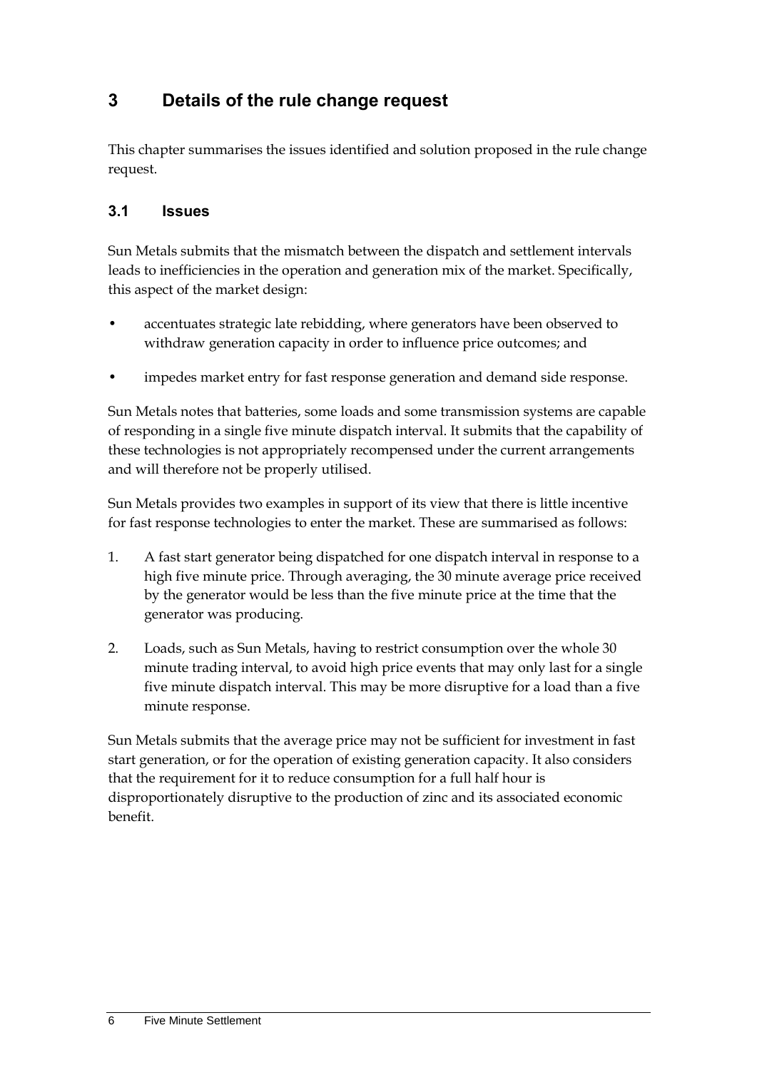# 3 Details of the rule change request

This chapter summarises the issues identified and solution proposed in the rule change request.

## 3.1 Issues

Sun Metals submits that the mismatch between the dispatch and settlement intervals leads to inefficiencies in the operation and generation mix of the market. Specifically, this aspect of the market design:

- accentuates strategic late rebidding, where generators have been observed to withdraw generation capacity in order to influence price outcomes; and
- impedes market entry for fast response generation and demand side response.

Sun Metals notes that batteries, some loads and some transmission systems are capable of responding in a single five minute dispatch interval. It submits that the capability of these technologies is not appropriately recompensed under the current arrangements and will therefore not be properly utilised.

Sun Metals provides two examples in support of its view that there is little incentive for fast response technologies to enter the market. These are summarised as follows:

1. A fast start generator being dispatched for one dispatch interval in response to a high five minute price. Through averaging, the 30 minute average price received by the generator would be less than the five minute price at the time that the generator was producing.
2. Loads, such as Sun Metals, having to restrict consumption over the whole 30 minute trading interval, to avoid high price events that may only last for a single five minute dispatch interval. This may be more disruptive for a load than a five minute response.

Sun Metals submits that the average price may not be sufficient for investment in fast start generation, or for the operation of existing generation capacity. It also considers that the requirement for it to reduce consumption for a full half hour is disproportionately disruptive to the production of zinc and its associated economic benefit.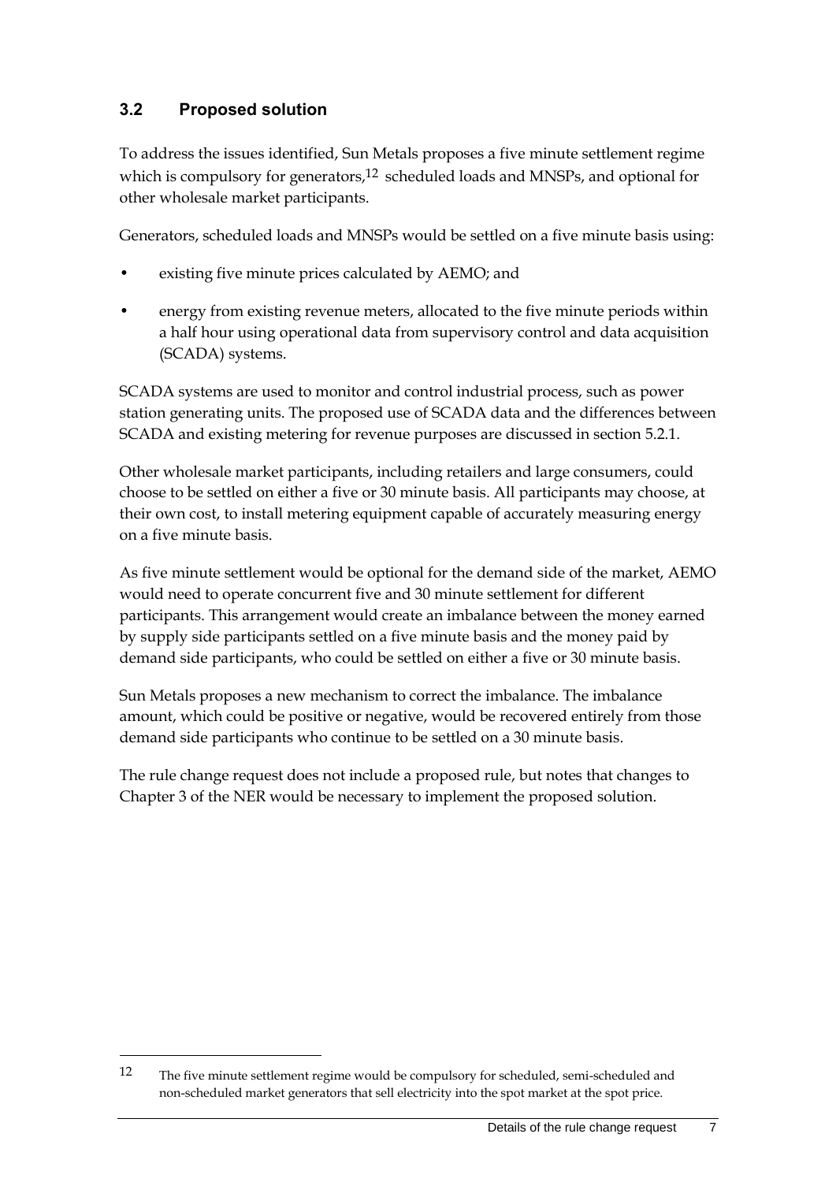## 3.2 Proposed solution

To address the issues identified, Sun Metals proposes a five minute settlement regime which is compulsory for generators,[12] scheduled loads and MNSPs, and optional for other wholesale market participants.

Generators, scheduled loads and MNSPs would be settled on a five minute basis using:

- existing five minute prices calculated by AEMO; and
- energy from existing revenue meters, allocated to the five minute periods within a half hour using operational data from supervisory control and data acquisition (SCADA) systems.

SCADA systems are used to monitor and control industrial process, such as power station generating units. The proposed use of SCADA data and the differences between SCADA and existing metering for revenue purposes are discussed in section 5.2.1.

Other wholesale market participants, including retailers and large consumers, could choose to be settled on either a five or 30 minute basis. All participants may choose, at their own cost, to install metering equipment capable of accurately measuring energy on a five minute basis.

As five minute settlement would be optional for the demand side of the market, AEMO would need to operate concurrent five and 30 minute settlement for different participants. This arrangement would create an imbalance between the money earned by supply side participants settled on a five minute basis and the money paid by demand side participants, who could be settled on either a five or 30 minute basis.

Sun Metals proposes a new mechanism to correct the imbalance. The imbalance amount, which could be positive or negative, would be recovered entirely from those demand side participants who continue to be settled on a 30 minute basis.

The rule change request does not include a proposed rule, but notes that changes to Chapter 3 of the NER would be necessary to implement the proposed solution.

---

[12] The five minute settlement regime would be compulsory for scheduled, semi-scheduled and non-scheduled market generators that sell electricity into the spot market at the spot price.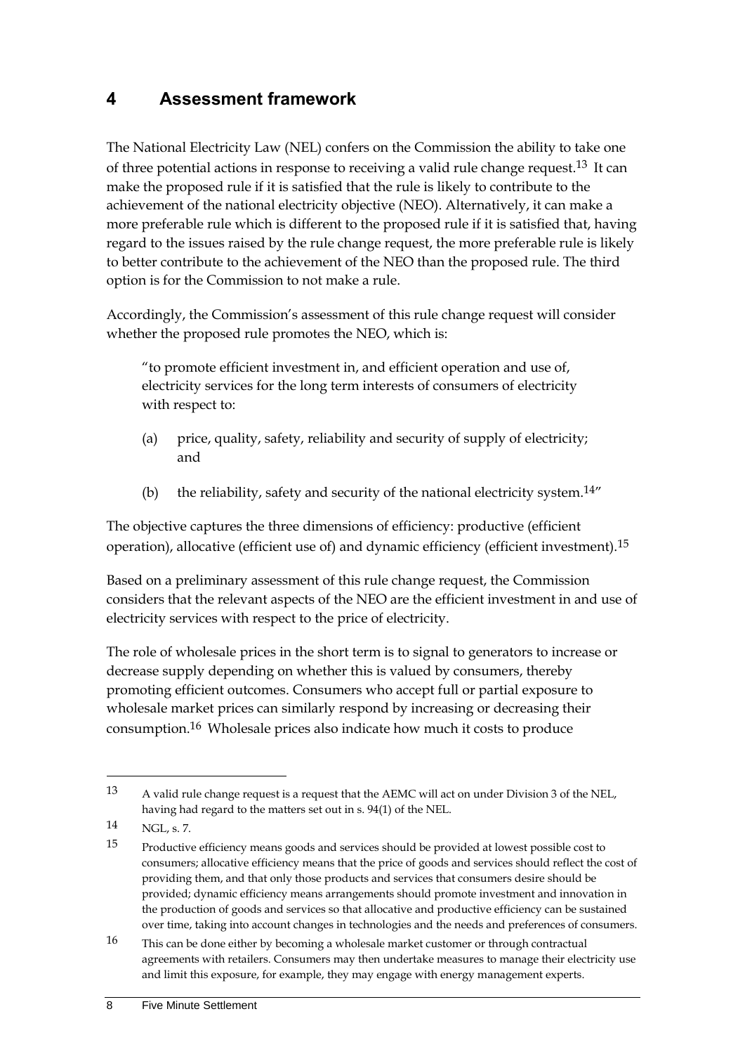# 4 Assessment framework

The National Electricity Law (NEL) confers on the Commission the ability to take one of three potential actions in response to receiving a valid rule change request.[13] It can make the proposed rule if it is satisfied that the rule is likely to contribute to the achievement of the national electricity objective (NEO). Alternatively, it can make a more preferable rule which is different to the proposed rule if it is satisfied that, having regard to the issues raised by the rule change request, the more preferable rule is likely to better contribute to the achievement of the NEO than the proposed rule. The third option is for the Commission to not make a rule.

Accordingly, the Commission's assessment of this rule change request will consider whether the proposed rule promotes the NEO, which is:

> "to promote efficient investment in, and efficient operation and use of, electricity services for the long term interests of consumers of electricity with respect to:
>
> (a) price, quality, safety, reliability and security of supply of electricity; and
>
> (b) the reliability, safety and security of the national electricity system.[14]"

The objective captures the three dimensions of efficiency: productive (efficient operation), allocative (efficient use of) and dynamic efficiency (efficient investment).[15]

Based on a preliminary assessment of this rule change request, the Commission considers that the relevant aspects of the NEO are the efficient investment in and use of electricity services with respect to the price of electricity.

The role of wholesale prices in the short term is to signal to generators to increase or decrease supply depending on whether this is valued by consumers, thereby promoting efficient outcomes. Consumers who accept full or partial exposure to wholesale market prices can similarly respond by increasing or decreasing their consumption.[16] Wholesale prices also indicate how much it costs to produce

---

[13] A valid rule change request is a request that the AEMC will act on under Division 3 of the NEL, having had regard to the matters set out in s. 94(1) of the NEL.

[14] NGL, s. 7.

[15] Productive efficiency means goods and services should be provided at lowest possible cost to consumers; allocative efficiency means that the price of goods and services should reflect the cost of providing them, and that only those products and services that consumers desire should be provided; dynamic efficiency means arrangements should promote investment and innovation in the production of goods and services so that allocative and productive efficiency can be sustained over time, taking into account changes in technologies and the needs and preferences of consumers.

[16] This can be done either by becoming a wholesale market customer or through contractual agreements with retailers. Consumers may then undertake measures to manage their electricity use and limit this exposure, for example, they may engage with energy management experts.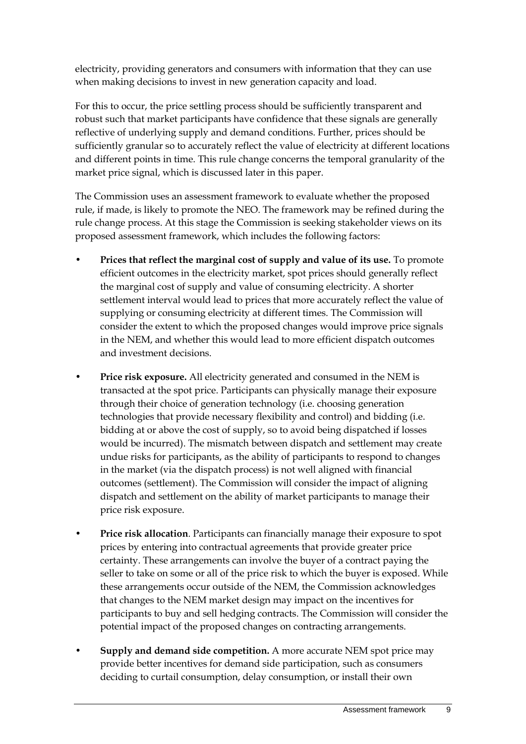electricity, providing generators and consumers with information that they can use when making decisions to invest in new generation capacity and load.

For this to occur, the price settling process should be sufficiently transparent and robust such that market participants have confidence that these signals are generally reflective of underlying supply and demand conditions. Further, prices should be sufficiently granular so to accurately reflect the value of electricity at different locations and different points in time. This rule change concerns the temporal granularity of the market price signal, which is discussed later in this paper.

The Commission uses an assessment framework to evaluate whether the proposed rule, if made, is likely to promote the NEO. The framework may be refined during the rule change process. At this stage the Commission is seeking stakeholder views on its proposed assessment framework, which includes the following factors:

- **Prices that reflect the marginal cost of supply and value of its use.** To promote efficient outcomes in the electricity market, spot prices should generally reflect the marginal cost of supply and value of consuming electricity. A shorter settlement interval would lead to prices that more accurately reflect the value of supplying or consuming electricity at different times. The Commission will consider the extent to which the proposed changes would improve price signals in the NEM, and whether this would lead to more efficient dispatch outcomes and investment decisions.
- **Price risk exposure.** All electricity generated and consumed in the NEM is transacted at the spot price. Participants can physically manage their exposure through their choice of generation technology (i.e. choosing generation technologies that provide necessary flexibility and control) and bidding (i.e. bidding at or above the cost of supply, so to avoid being dispatched if losses would be incurred). The mismatch between dispatch and settlement may create undue risks for participants, as the ability of participants to respond to changes in the market (via the dispatch process) is not well aligned with financial outcomes (settlement). The Commission will consider the impact of aligning dispatch and settlement on the ability of market participants to manage their price risk exposure.
- **Price risk allocation**. Participants can financially manage their exposure to spot prices by entering into contractual agreements that provide greater price certainty. These arrangements can involve the buyer of a contract paying the seller to take on some or all of the price risk to which the buyer is exposed. While these arrangements occur outside of the NEM, the Commission acknowledges that changes to the NEM market design may impact on the incentives for participants to buy and sell hedging contracts. The Commission will consider the potential impact of the proposed changes on contracting arrangements.
- **Supply and demand side competition.** A more accurate NEM spot price may provide better incentives for demand side participation, such as consumers deciding to curtail consumption, delay consumption, or install their own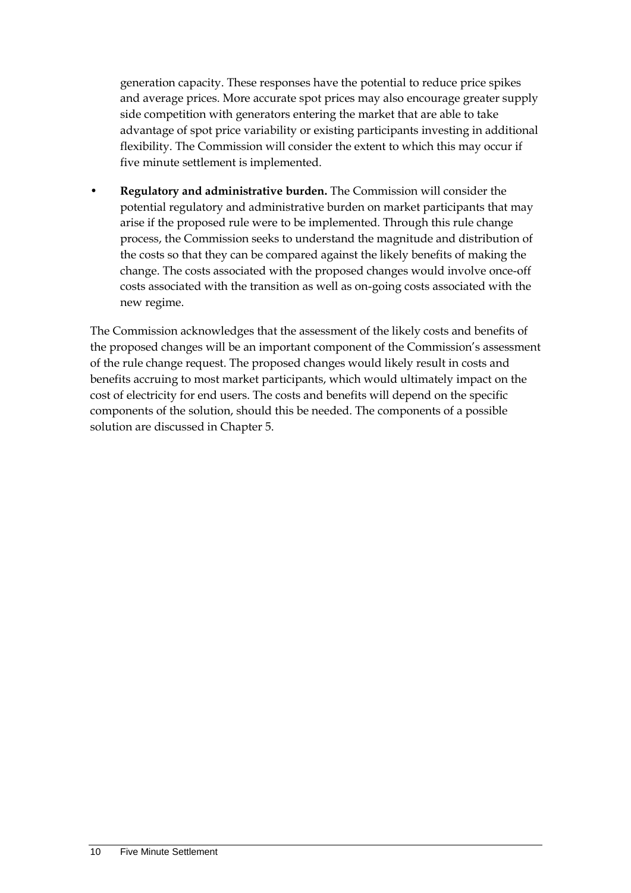generation capacity. These responses have the potential to reduce price spikes and average prices. More accurate spot prices may also encourage greater supply side competition with generators entering the market that are able to take advantage of spot price variability or existing participants investing in additional flexibility. The Commission will consider the extent to which this may occur if five minute settlement is implemented.

- **Regulatory and administrative burden.** The Commission will consider the potential regulatory and administrative burden on market participants that may arise if the proposed rule were to be implemented. Through this rule change process, the Commission seeks to understand the magnitude and distribution of the costs so that they can be compared against the likely benefits of making the change. The costs associated with the proposed changes would involve once-off costs associated with the transition as well as on-going costs associated with the new regime.

The Commission acknowledges that the assessment of the likely costs and benefits of the proposed changes will be an important component of the Commission's assessment of the rule change request. The proposed changes would likely result in costs and benefits accruing to most market participants, which would ultimately impact on the cost of electricity for end users. The costs and benefits will depend on the specific components of the solution, should this be needed. The components of a possible solution are discussed in Chapter 5.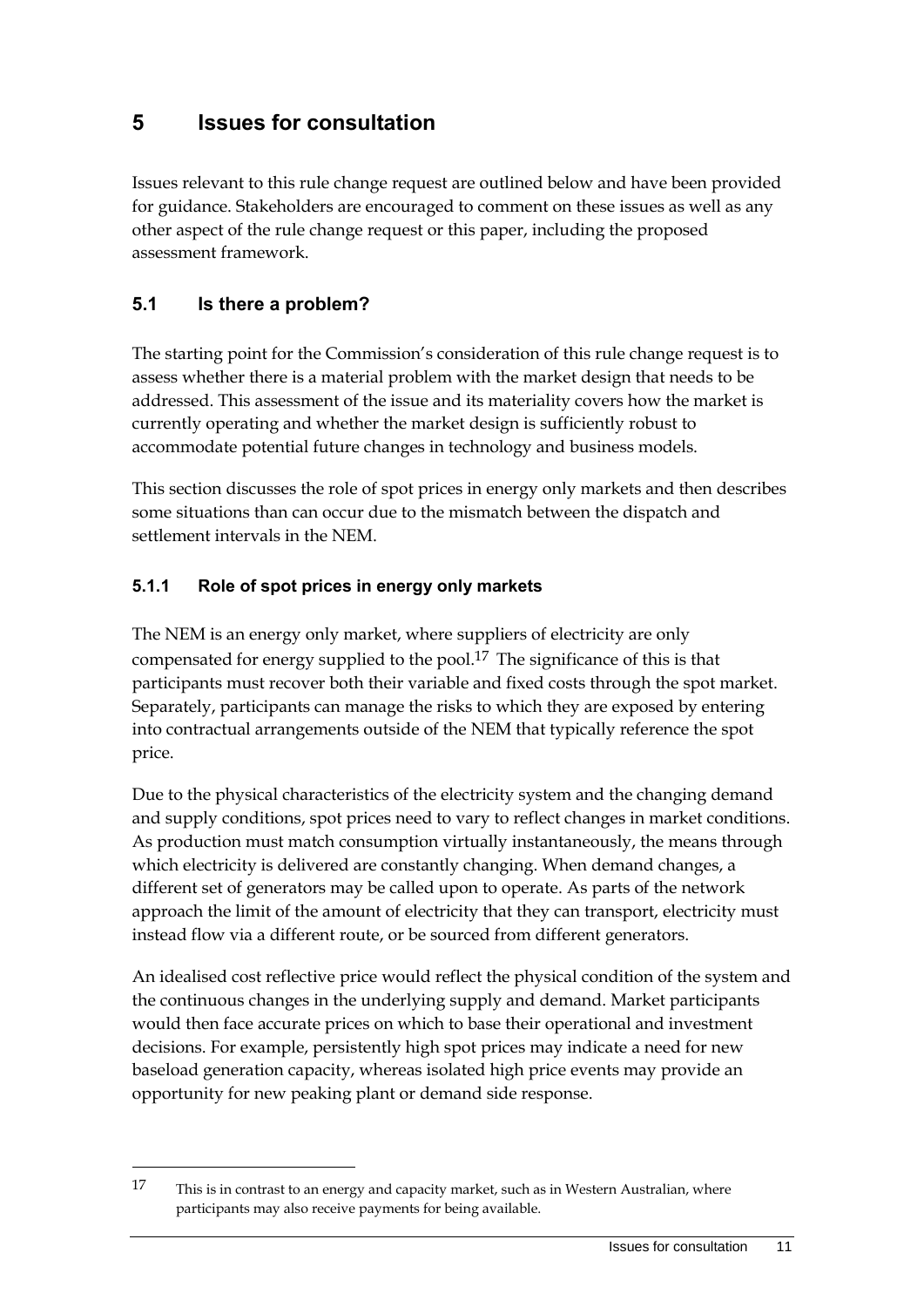# 5 Issues for consultation

Issues relevant to this rule change request are outlined below and have been provided for guidance. Stakeholders are encouraged to comment on these issues as well as any other aspect of the rule change request or this paper, including the proposed assessment framework.

## 5.1 Is there a problem?

The starting point for the Commission's consideration of this rule change request is to assess whether there is a material problem with the market design that needs to be addressed. This assessment of the issue and its materiality covers how the market is currently operating and whether the market design is sufficiently robust to accommodate potential future changes in technology and business models.

This section discusses the role of spot prices in energy only markets and then describes some situations than can occur due to the mismatch between the dispatch and settlement intervals in the NEM.

### 5.1.1 Role of spot prices in energy only markets

The NEM is an energy only market, where suppliers of electricity are only compensated for energy supplied to the pool.[17] The significance of this is that participants must recover both their variable and fixed costs through the spot market. Separately, participants can manage the risks to which they are exposed by entering into contractual arrangements outside of the NEM that typically reference the spot price.

Due to the physical characteristics of the electricity system and the changing demand and supply conditions, spot prices need to vary to reflect changes in market conditions. As production must match consumption virtually instantaneously, the means through which electricity is delivered are constantly changing. When demand changes, a different set of generators may be called upon to operate. As parts of the network approach the limit of the amount of electricity that they can transport, electricity must instead flow via a different route, or be sourced from different generators.

An idealised cost reflective price would reflect the physical condition of the system and the continuous changes in the underlying supply and demand. Market participants would then face accurate prices on which to base their operational and investment decisions. For example, persistently high spot prices may indicate a need for new baseload generation capacity, whereas isolated high price events may provide an opportunity for new peaking plant or demand side response.

---

17 This is in contrast to an energy and capacity market, such as in Western Australian, where participants may also receive payments for being available.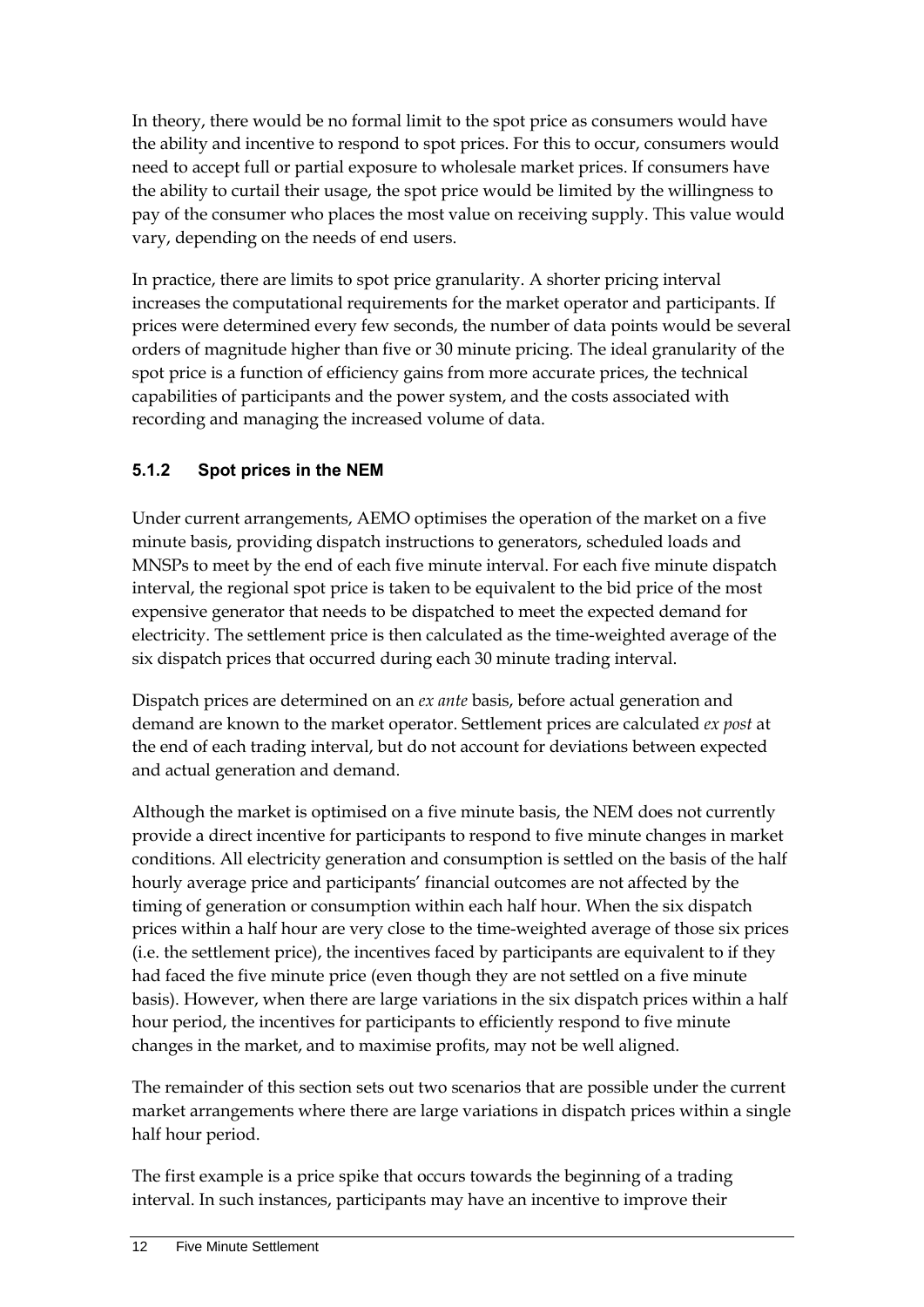In theory, there would be no formal limit to the spot price as consumers would have the ability and incentive to respond to spot prices. For this to occur, consumers would need to accept full or partial exposure to wholesale market prices. If consumers have the ability to curtail their usage, the spot price would be limited by the willingness to pay of the consumer who places the most value on receiving supply. This value would vary, depending on the needs of end users.

In practice, there are limits to spot price granularity. A shorter pricing interval increases the computational requirements for the market operator and participants. If prices were determined every few seconds, the number of data points would be several orders of magnitude higher than five or 30 minute pricing. The ideal granularity of the spot price is a function of efficiency gains from more accurate prices, the technical capabilities of participants and the power system, and the costs associated with recording and managing the increased volume of data.

### 5.1.2 Spot prices in the NEM

Under current arrangements, AEMO optimises the operation of the market on a five minute basis, providing dispatch instructions to generators, scheduled loads and MNSPs to meet by the end of each five minute interval. For each five minute dispatch interval, the regional spot price is taken to be equivalent to the bid price of the most expensive generator that needs to be dispatched to meet the expected demand for electricity. The settlement price is then calculated as the time-weighted average of the six dispatch prices that occurred during each 30 minute trading interval.

Dispatch prices are determined on an *ex ante* basis, before actual generation and demand are known to the market operator. Settlement prices are calculated *ex post* at the end of each trading interval, but do not account for deviations between expected and actual generation and demand.

Although the market is optimised on a five minute basis, the NEM does not currently provide a direct incentive for participants to respond to five minute changes in market conditions. All electricity generation and consumption is settled on the basis of the half hourly average price and participants' financial outcomes are not affected by the timing of generation or consumption within each half hour. When the six dispatch prices within a half hour are very close to the time-weighted average of those six prices (i.e. the settlement price), the incentives faced by participants are equivalent to if they had faced the five minute price (even though they are not settled on a five minute basis). However, when there are large variations in the six dispatch prices within a half hour period, the incentives for participants to efficiently respond to five minute changes in the market, and to maximise profits, may not be well aligned.

The remainder of this section sets out two scenarios that are possible under the current market arrangements where there are large variations in dispatch prices within a single half hour period.

The first example is a price spike that occurs towards the beginning of a trading interval. In such instances, participants may have an incentive to improve their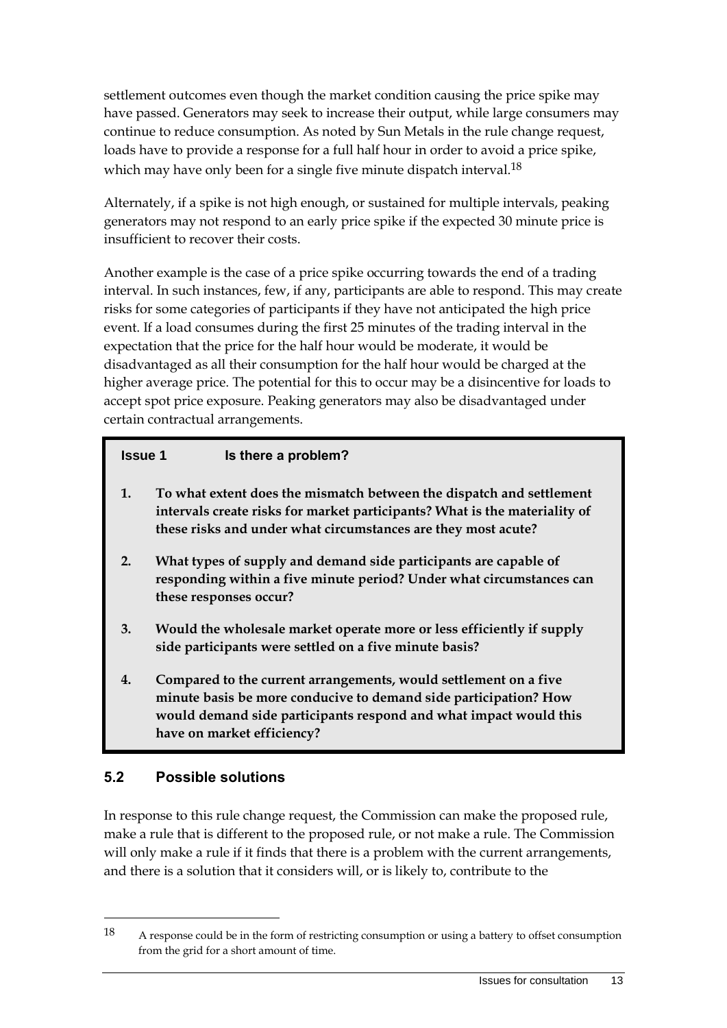settlement outcomes even though the market condition causing the price spike may have passed. Generators may seek to increase their output, while large consumers may continue to reduce consumption. As noted by Sun Metals in the rule change request, loads have to provide a response for a full half hour in order to avoid a price spike, which may have only been for a single five minute dispatch interval.[18]

Alternately, if a spike is not high enough, or sustained for multiple intervals, peaking generators may not respond to an early price spike if the expected 30 minute price is insufficient to recover their costs.

Another example is the case of a price spike occurring towards the end of a trading interval. In such instances, few, if any, participants are able to respond. This may create risks for some categories of participants if they have not anticipated the high price event. If a load consumes during the first 25 minutes of the trading interval in the expectation that the price for the half hour would be moderate, it would be disadvantaged as all their consumption for the half hour would be charged at the higher average price. The potential for this to occur may be a disincentive for loads to accept spot price exposure. Peaking generators may also be disadvantaged under certain contractual arrangements.

> **Issue 1 Is there a problem?**
>
> 1. **To what extent does the mismatch between the dispatch and settlement intervals create risks for market participants? What is the materiality of these risks and under what circumstances are they most acute?**
> 2. **What types of supply and demand side participants are capable of responding within a five minute period? Under what circumstances can these responses occur?**
> 3. **Would the wholesale market operate more or less efficiently if supply side participants were settled on a five minute basis?**
> 4. **Compared to the current arrangements, would settlement on a five minute basis be more conducive to demand side participation? How would demand side participants respond and what impact would this have on market efficiency?**

## 5.2 Possible solutions

In response to this rule change request, the Commission can make the proposed rule, make a rule that is different to the proposed rule, or not make a rule. The Commission will only make a rule if it finds that there is a problem with the current arrangements, and there is a solution that it considers will, or is likely to, contribute to the

---

[18] A response could be in the form of restricting consumption or using a battery to offset consumption from the grid for a short amount of time.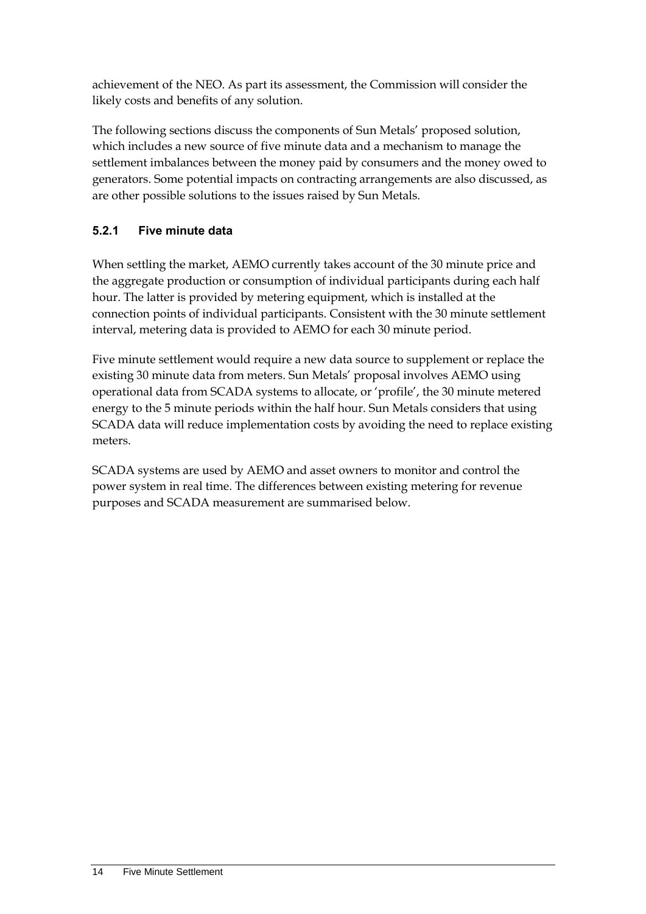achievement of the NEO. As part its assessment, the Commission will consider the likely costs and benefits of any solution.

The following sections discuss the components of Sun Metals' proposed solution, which includes a new source of five minute data and a mechanism to manage the settlement imbalances between the money paid by consumers and the money owed to generators. Some potential impacts on contracting arrangements are also discussed, as are other possible solutions to the issues raised by Sun Metals.

### 5.2.1 Five minute data

When settling the market, AEMO currently takes account of the 30 minute price and the aggregate production or consumption of individual participants during each half hour. The latter is provided by metering equipment, which is installed at the connection points of individual participants. Consistent with the 30 minute settlement interval, metering data is provided to AEMO for each 30 minute period.

Five minute settlement would require a new data source to supplement or replace the existing 30 minute data from meters. Sun Metals' proposal involves AEMO using operational data from SCADA systems to allocate, or 'profile', the 30 minute metered energy to the 5 minute periods within the half hour. Sun Metals considers that using SCADA data will reduce implementation costs by avoiding the need to replace existing meters.

SCADA systems are used by AEMO and asset owners to monitor and control the power system in real time. The differences between existing metering for revenue purposes and SCADA measurement are summarised below.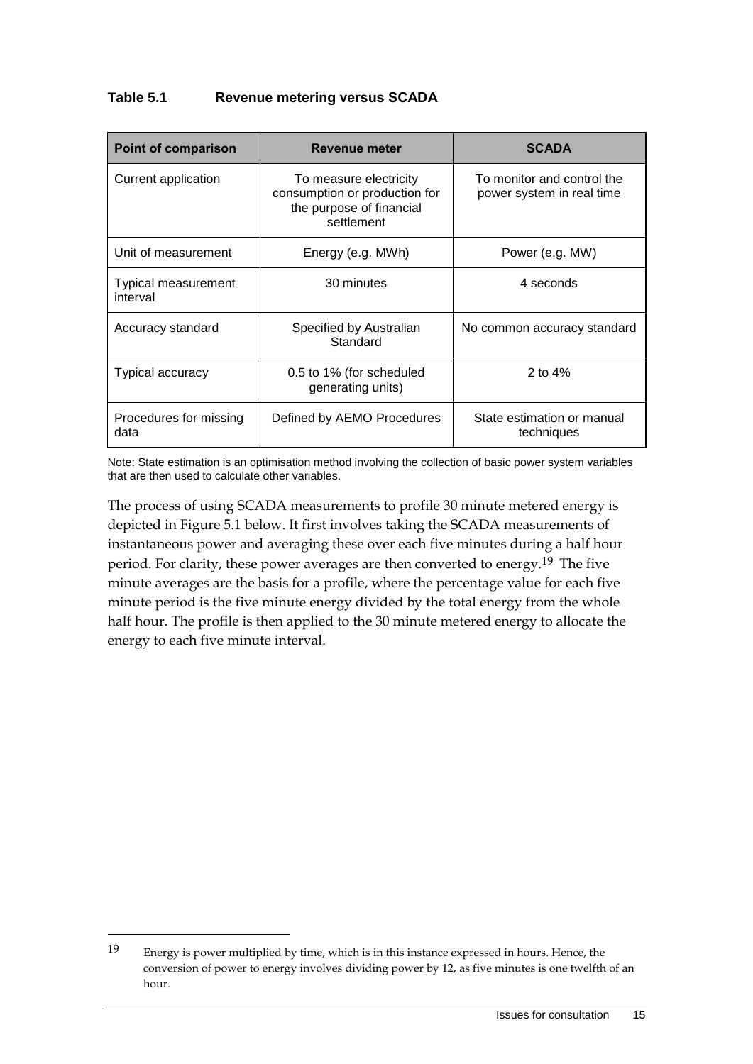**Table 5.1 Revenue metering versus SCADA**

| Point of comparison | Revenue meter | SCADA |
|---|---|---|
| Current application | To measure electricity consumption or production for the purpose of financial settlement | To monitor and control the power system in real time |
| Unit of measurement | Energy (e.g. MWh) | Power (e.g. MW) |
| Typical measurement interval | 30 minutes | 4 seconds |
| Accuracy standard | Specified by Australian Standard | No common accuracy standard |
| Typical accuracy | 0.5 to 1% (for scheduled generating units) | 2 to 4% |
| Procedures for missing data | Defined by AEMO Procedures | State estimation or manual techniques |

Note: State estimation is an optimisation method involving the collection of basic power system variables that are then used to calculate other variables.

The process of using SCADA measurements to profile 30 minute metered energy is depicted in Figure 5.1 below. It first involves taking the SCADA measurements of instantaneous power and averaging these over each five minutes during a half hour period. For clarity, these power averages are then converted to energy.[19] The five minute averages are the basis for a profile, where the percentage value for each five minute period is the five minute energy divided by the total energy from the whole half hour. The profile is then applied to the 30 minute metered energy to allocate the energy to each five minute interval.

---

19 Energy is power multiplied by time, which is in this instance expressed in hours. Hence, the conversion of power to energy involves dividing power by 12, as five minutes is one twelfth of an hour.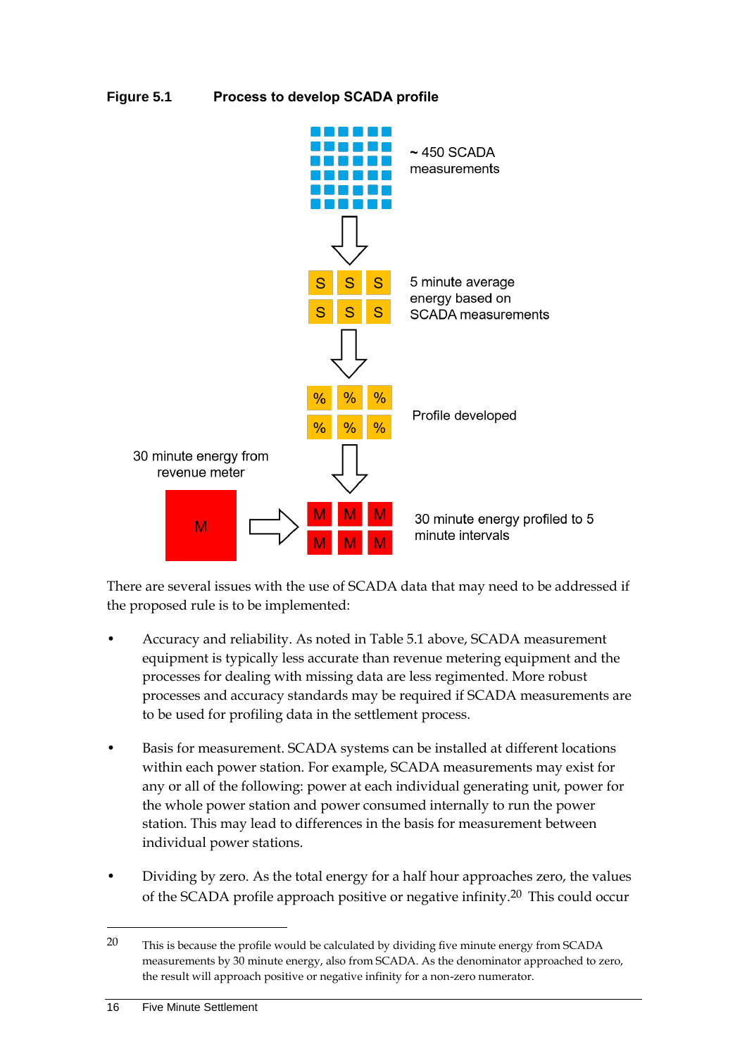**Figure 5.1 Process to develop SCADA profile**

~ 450 SCADA measurements

5 minute average energy based on SCADA measurements

Profile developed

30 minute energy from revenue meter

30 minute energy profiled to 5 minute intervals

There are several issues with the use of SCADA data that may need to be addressed if the proposed rule is to be implemented:

- Accuracy and reliability. As noted in Table 5.1 above, SCADA measurement equipment is typically less accurate than revenue metering equipment and the processes for dealing with missing data are less regimented. More robust processes and accuracy standards may be required if SCADA measurements are to be used for profiling data in the settlement process.

- Basis for measurement. SCADA systems can be installed at different locations within each power station. For example, SCADA measurements may exist for any or all of the following: power at each individual generating unit, power for the whole power station and power consumed internally to run the power station. This may lead to differences in the basis for measurement between individual power stations.

- Dividing by zero. As the total energy for a half hour approaches zero, the values of the SCADA profile approach positive or negative infinity.[20] This could occur

[20] This is because the profile would be calculated by dividing five minute energy from SCADA measurements by 30 minute energy, also from SCADA. As the denominator approached to zero, the result will approach positive or negative infinity for a non-zero numerator.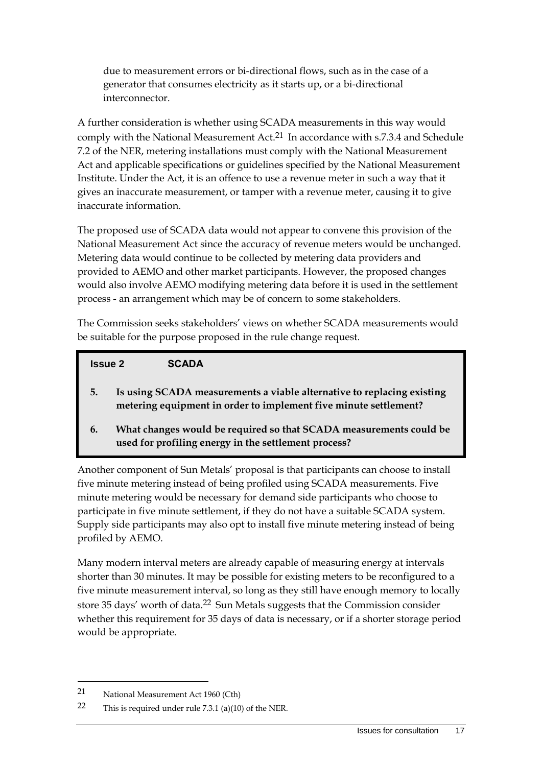due to measurement errors or bi-directional flows, such as in the case of a generator that consumes electricity as it starts up, or a bi-directional interconnector.

A further consideration is whether using SCADA measurements in this way would comply with the National Measurement Act.[21] In accordance with s.7.3.4 and Schedule 7.2 of the NER, metering installations must comply with the National Measurement Act and applicable specifications or guidelines specified by the National Measurement Institute. Under the Act, it is an offence to use a revenue meter in such a way that it gives an inaccurate measurement, or tamper with a revenue meter, causing it to give inaccurate information.

The proposed use of SCADA data would not appear to convene this provision of the National Measurement Act since the accuracy of revenue meters would be unchanged. Metering data would continue to be collected by metering data providers and provided to AEMO and other market participants. However, the proposed changes would also involve AEMO modifying metering data before it is used in the settlement process - an arrangement which may be of concern to some stakeholders.

The Commission seeks stakeholders' views on whether SCADA measurements would be suitable for the purpose proposed in the rule change request.

> **Issue 2 SCADA**
>
> **5. Is using SCADA measurements a viable alternative to replacing existing metering equipment in order to implement five minute settlement?**
>
> **6. What changes would be required so that SCADA measurements could be used for profiling energy in the settlement process?**

Another component of Sun Metals' proposal is that participants can choose to install five minute metering instead of being profiled using SCADA measurements. Five minute metering would be necessary for demand side participants who choose to participate in five minute settlement, if they do not have a suitable SCADA system. Supply side participants may also opt to install five minute metering instead of being profiled by AEMO.

Many modern interval meters are already capable of measuring energy at intervals shorter than 30 minutes. It may be possible for existing meters to be reconfigured to a five minute measurement interval, so long as they still have enough memory to locally store 35 days' worth of data.[22] Sun Metals suggests that the Commission consider whether this requirement for 35 days of data is necessary, or if a shorter storage period would be appropriate.

---

21 National Measurement Act 1960 (Cth)

22 This is required under rule 7.3.1 (a)(10) of the NER.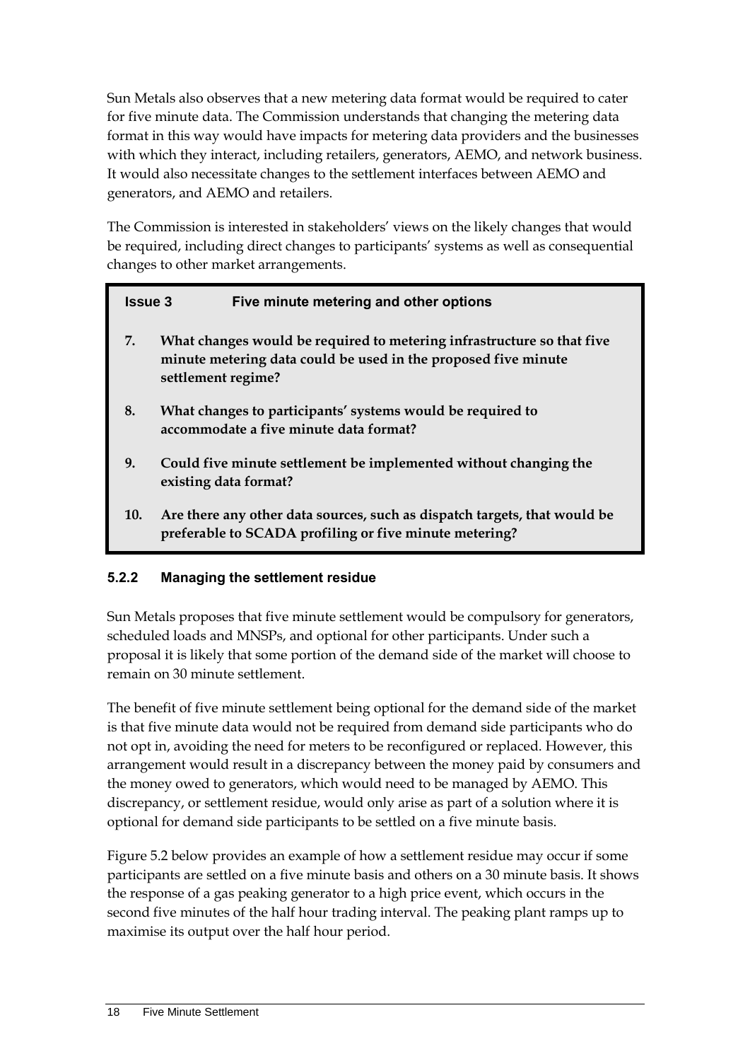Sun Metals also observes that a new metering data format would be required to cater for five minute data. The Commission understands that changing the metering data format in this way would have impacts for metering data providers and the businesses with which they interact, including retailers, generators, AEMO, and network business. It would also necessitate changes to the settlement interfaces between AEMO and generators, and AEMO and retailers.

The Commission is interested in stakeholders' views on the likely changes that would be required, including direct changes to participants' systems as well as consequential changes to other market arrangements.

> **Issue 3 Five minute metering and other options**
>
> 7. **What changes would be required to metering infrastructure so that five minute metering data could be used in the proposed five minute settlement regime?**
>
> 8. **What changes to participants' systems would be required to accommodate a five minute data format?**
>
> 9. **Could five minute settlement be implemented without changing the existing data format?**
>
> 10. **Are there any other data sources, such as dispatch targets, that would be preferable to SCADA profiling or five minute metering?**

### 5.2.2 Managing the settlement residue

Sun Metals proposes that five minute settlement would be compulsory for generators, scheduled loads and MNSPs, and optional for other participants. Under such a proposal it is likely that some portion of the demand side of the market will choose to remain on 30 minute settlement.

The benefit of five minute settlement being optional for the demand side of the market is that five minute data would not be required from demand side participants who do not opt in, avoiding the need for meters to be reconfigured or replaced. However, this arrangement would result in a discrepancy between the money paid by consumers and the money owed to generators, which would need to be managed by AEMO. This discrepancy, or settlement residue, would only arise as part of a solution where it is optional for demand side participants to be settled on a five minute basis.

Figure 5.2 below provides an example of how a settlement residue may occur if some participants are settled on a five minute basis and others on a 30 minute basis. It shows the response of a gas peaking generator to a high price event, which occurs in the second five minutes of the half hour trading interval. The peaking plant ramps up to maximise its output over the half hour period.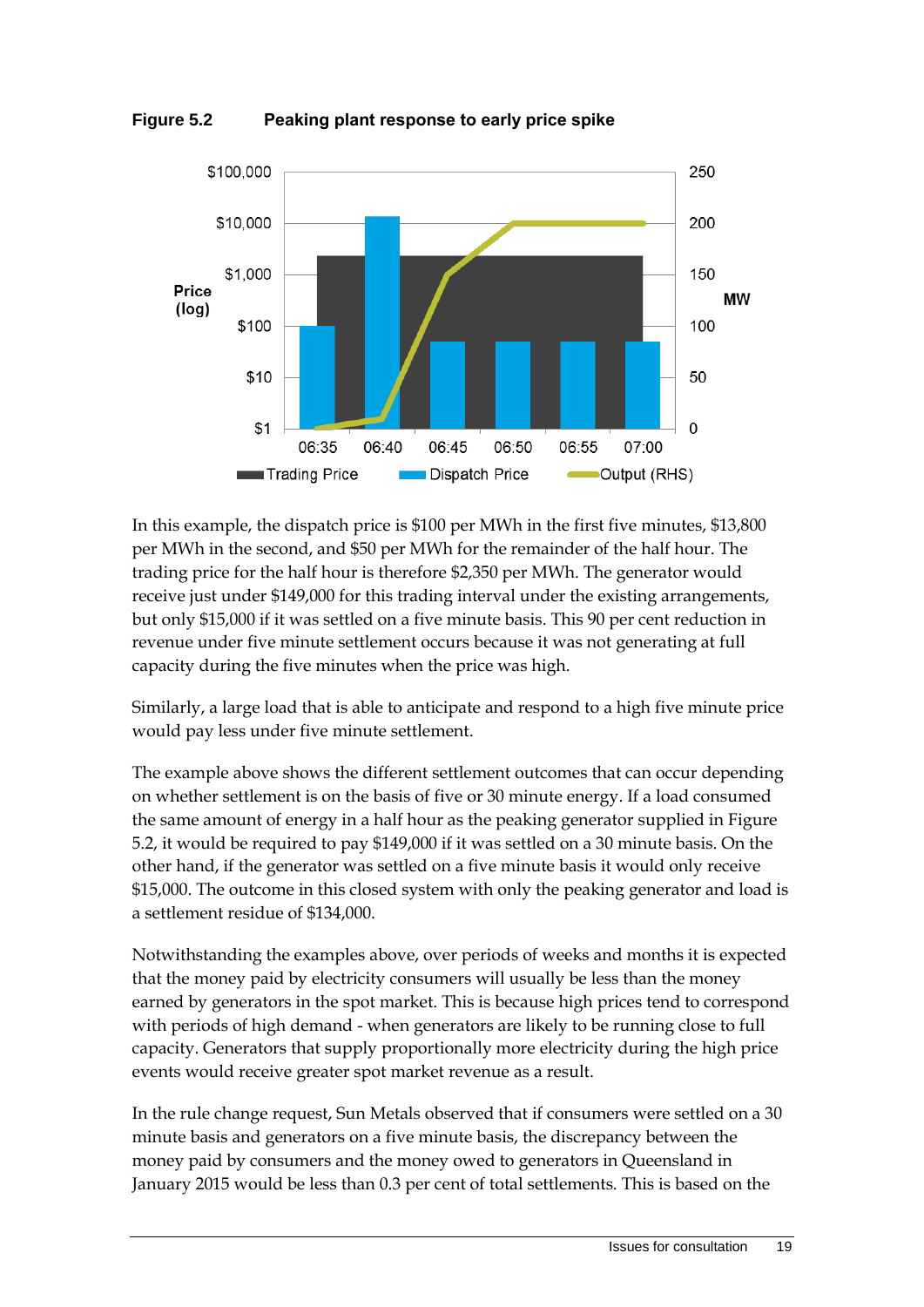**Figure 5.2 Peaking plant response to early price spike**

In this example, the dispatch price is $100 per MWh in the first five minutes, $13,800 per MWh in the second, and $50 per MWh for the remainder of the half hour. The trading price for the half hour is therefore $2,350 per MWh. The generator would receive just under $149,000 for this trading interval under the existing arrangements, but only $15,000 if it was settled on a five minute basis. This 90 per cent reduction in revenue under five minute settlement occurs because it was not generating at full capacity during the five minutes when the price was high.

Similarly, a large load that is able to anticipate and respond to a high five minute price would pay less under five minute settlement.

The example above shows the different settlement outcomes that can occur depending on whether settlement is on the basis of five or 30 minute energy. If a load consumed the same amount of energy in a half hour as the peaking generator supplied in Figure 5.2, it would be required to pay $149,000 if it was settled on a 30 minute basis. On the other hand, if the generator was settled on a five minute basis it would only receive $15,000. The outcome in this closed system with only the peaking generator and load is a settlement residue of $134,000.

Notwithstanding the examples above, over periods of weeks and months it is expected that the money paid by electricity consumers will usually be less than the money earned by generators in the spot market. This is because high prices tend to correspond with periods of high demand - when generators are likely to be running close to full capacity. Generators that supply proportionally more electricity during the high price events would receive greater spot market revenue as a result.

In the rule change request, Sun Metals observed that if consumers were settled on a 30 minute basis and generators on a five minute basis, the discrepancy between the money paid by consumers and the money owed to generators in Queensland in January 2015 would be less than 0.3 per cent of total settlements. This is based on the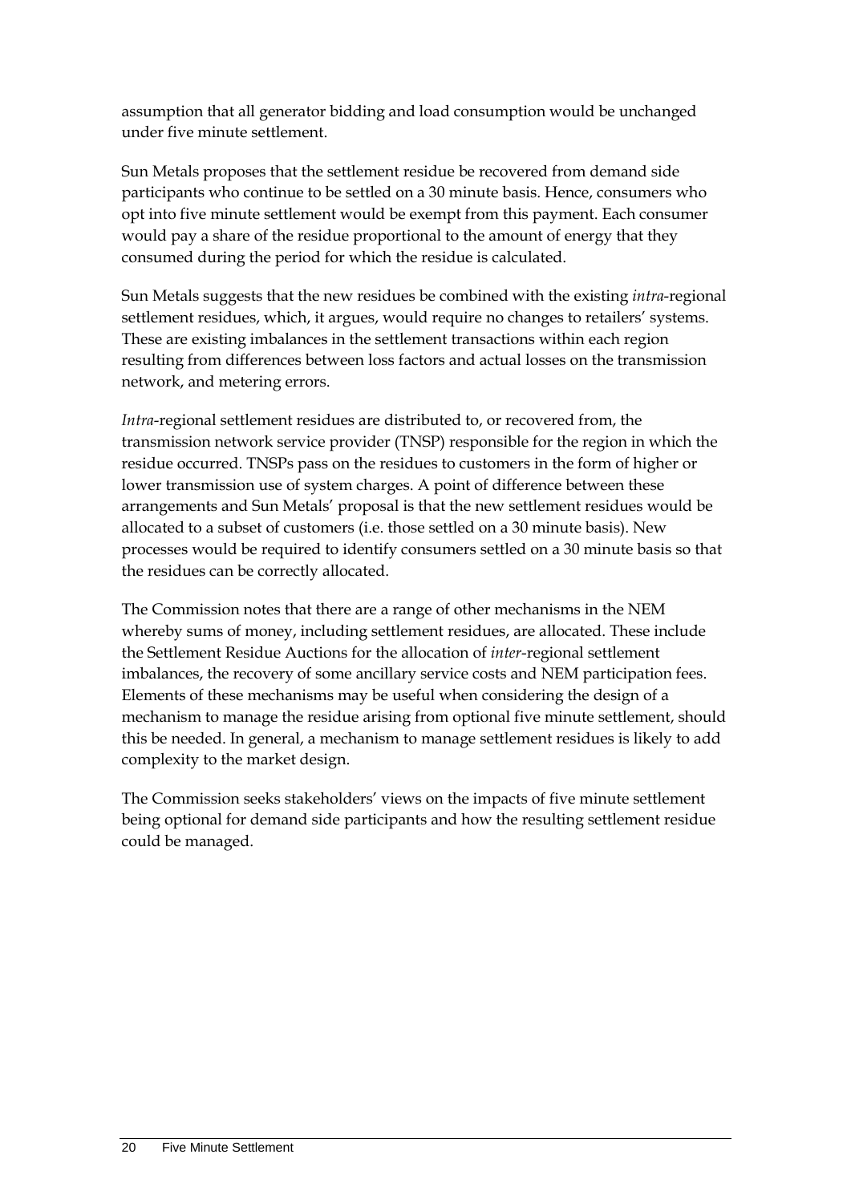assumption that all generator bidding and load consumption would be unchanged under five minute settlement.

Sun Metals proposes that the settlement residue be recovered from demand side participants who continue to be settled on a 30 minute basis. Hence, consumers who opt into five minute settlement would be exempt from this payment. Each consumer would pay a share of the residue proportional to the amount of energy that they consumed during the period for which the residue is calculated.

Sun Metals suggests that the new residues be combined with the existing *intra*-regional settlement residues, which, it argues, would require no changes to retailers' systems. These are existing imbalances in the settlement transactions within each region resulting from differences between loss factors and actual losses on the transmission network, and metering errors.

*Intra*-regional settlement residues are distributed to, or recovered from, the transmission network service provider (TNSP) responsible for the region in which the residue occurred. TNSPs pass on the residues to customers in the form of higher or lower transmission use of system charges. A point of difference between these arrangements and Sun Metals' proposal is that the new settlement residues would be allocated to a subset of customers (i.e. those settled on a 30 minute basis). New processes would be required to identify consumers settled on a 30 minute basis so that the residues can be correctly allocated.

The Commission notes that there are a range of other mechanisms in the NEM whereby sums of money, including settlement residues, are allocated. These include the Settlement Residue Auctions for the allocation of *inter*-regional settlement imbalances, the recovery of some ancillary service costs and NEM participation fees. Elements of these mechanisms may be useful when considering the design of a mechanism to manage the residue arising from optional five minute settlement, should this be needed. In general, a mechanism to manage settlement residues is likely to add complexity to the market design.

The Commission seeks stakeholders' views on the impacts of five minute settlement being optional for demand side participants and how the resulting settlement residue could be managed.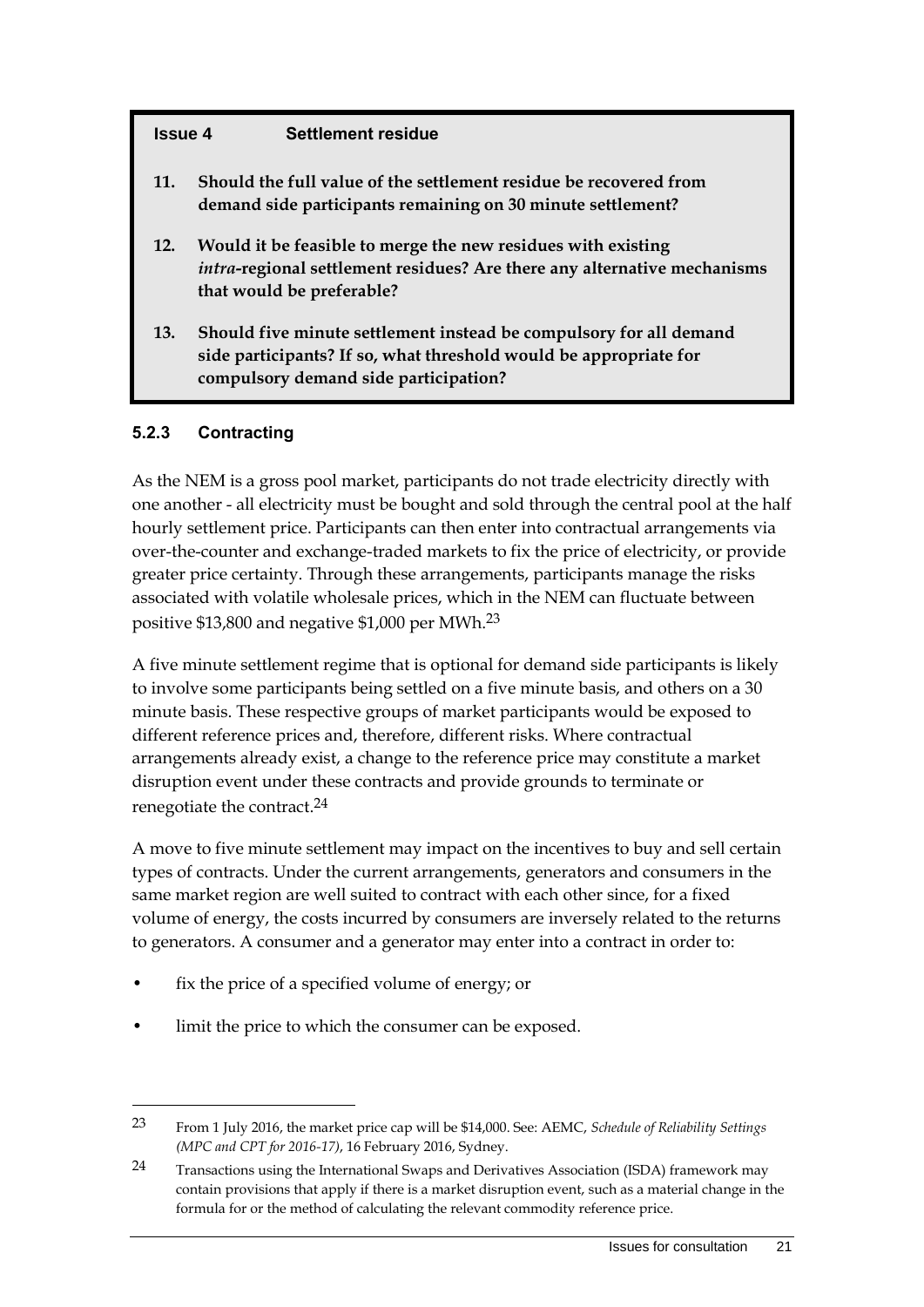**Issue 4 Settlement residue**

11. **Should the full value of the settlement residue be recovered from demand side participants remaining on 30 minute settlement?**

12. **Would it be feasible to merge the new residues with existing *intra*-regional settlement residues? Are there any alternative mechanisms that would be preferable?**

13. **Should five minute settlement instead be compulsory for all demand side participants? If so, what threshold would be appropriate for compulsory demand side participation?**

### 5.2.3 Contracting

As the NEM is a gross pool market, participants do not trade electricity directly with one another - all electricity must be bought and sold through the central pool at the half hourly settlement price. Participants can then enter into contractual arrangements via over-the-counter and exchange-traded markets to fix the price of electricity, or provide greater price certainty. Through these arrangements, participants manage the risks associated with volatile wholesale prices, which in the NEM can fluctuate between positive $13,800 and negative $1,000 per MWh.[23]

A five minute settlement regime that is optional for demand side participants is likely to involve some participants being settled on a five minute basis, and others on a 30 minute basis. These respective groups of market participants would be exposed to different reference prices and, therefore, different risks. Where contractual arrangements already exist, a change to the reference price may constitute a market disruption event under these contracts and provide grounds to terminate or renegotiate the contract.[24]

A move to five minute settlement may impact on the incentives to buy and sell certain types of contracts. Under the current arrangements, generators and consumers in the same market region are well suited to contract with each other since, for a fixed volume of energy, the costs incurred by consumers are inversely related to the returns to generators. A consumer and a generator may enter into a contract in order to:

- fix the price of a specified volume of energy; or
- limit the price to which the consumer can be exposed.

---

23 From 1 July 2016, the market price cap will be $14,000. See: AEMC, *Schedule of Reliability Settings (MPC and CPT for 2016-17)*, 16 February 2016, Sydney.

24 Transactions using the International Swaps and Derivatives Association (ISDA) framework may contain provisions that apply if there is a market disruption event, such as a material change in the formula for or the method of calculating the relevant commodity reference price.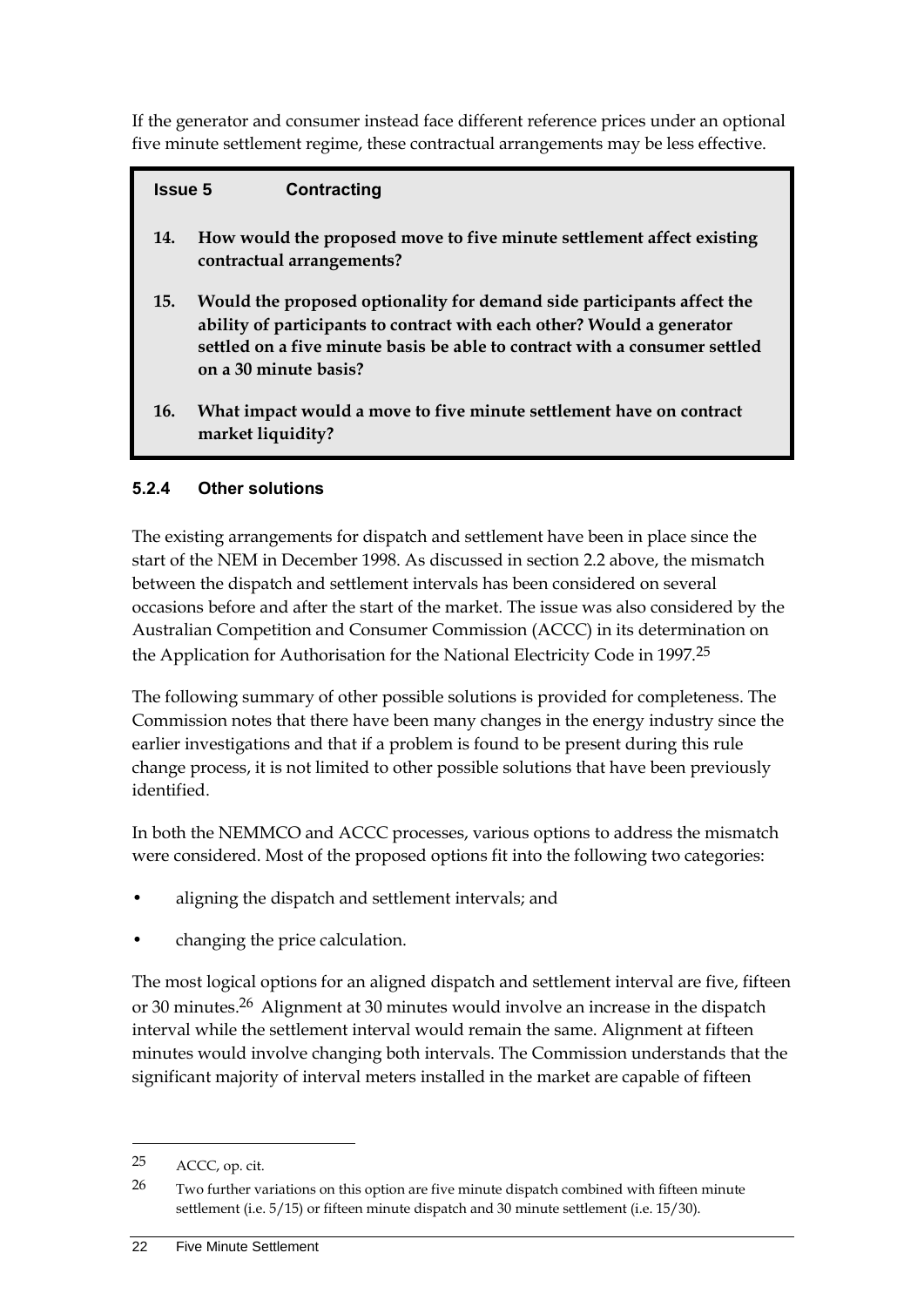If the generator and consumer instead face different reference prices under an optional five minute settlement regime, these contractual arrangements may be less effective.

> **Issue 5 Contracting**
>
> **14. How would the proposed move to five minute settlement affect existing contractual arrangements?**
>
> **15. Would the proposed optionality for demand side participants affect the ability of participants to contract with each other? Would a generator settled on a five minute basis be able to contract with a consumer settled on a 30 minute basis?**
>
> **16. What impact would a move to five minute settlement have on contract market liquidity?**

### 5.2.4 Other solutions

The existing arrangements for dispatch and settlement have been in place since the start of the NEM in December 1998. As discussed in section 2.2 above, the mismatch between the dispatch and settlement intervals has been considered on several occasions before and after the start of the market. The issue was also considered by the Australian Competition and Consumer Commission (ACCC) in its determination on the Application for Authorisation for the National Electricity Code in 1997.[25]

The following summary of other possible solutions is provided for completeness. The Commission notes that there have been many changes in the energy industry since the earlier investigations and that if a problem is found to be present during this rule change process, it is not limited to other possible solutions that have been previously identified.

In both the NEMMCO and ACCC processes, various options to address the mismatch were considered. Most of the proposed options fit into the following two categories:

- aligning the dispatch and settlement intervals; and
- changing the price calculation.

The most logical options for an aligned dispatch and settlement interval are five, fifteen or 30 minutes.[26] Alignment at 30 minutes would involve an increase in the dispatch interval while the settlement interval would remain the same. Alignment at fifteen minutes would involve changing both intervals. The Commission understands that the significant majority of interval meters installed in the market are capable of fifteen

---

25 ACCC, op. cit.

26 Two further variations on this option are five minute dispatch combined with fifteen minute settlement (i.e. 5/15) or fifteen minute dispatch and 30 minute settlement (i.e. 15/30).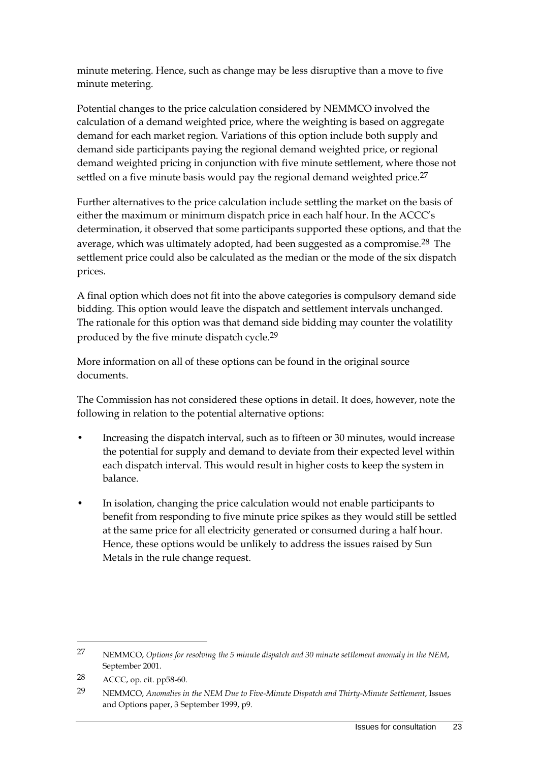minute metering. Hence, such as change may be less disruptive than a move to five minute metering.

Potential changes to the price calculation considered by NEMMCO involved the calculation of a demand weighted price, where the weighting is based on aggregate demand for each market region. Variations of this option include both supply and demand side participants paying the regional demand weighted price, or regional demand weighted pricing in conjunction with five minute settlement, where those not settled on a five minute basis would pay the regional demand weighted price.[27]

Further alternatives to the price calculation include settling the market on the basis of either the maximum or minimum dispatch price in each half hour. In the ACCC's determination, it observed that some participants supported these options, and that the average, which was ultimately adopted, had been suggested as a compromise.[28] The settlement price could also be calculated as the median or the mode of the six dispatch prices.

A final option which does not fit into the above categories is compulsory demand side bidding. This option would leave the dispatch and settlement intervals unchanged. The rationale for this option was that demand side bidding may counter the volatility produced by the five minute dispatch cycle.[29]

More information on all of these options can be found in the original source documents.

The Commission has not considered these options in detail. It does, however, note the following in relation to the potential alternative options:

- Increasing the dispatch interval, such as to fifteen or 30 minutes, would increase the potential for supply and demand to deviate from their expected level within each dispatch interval. This would result in higher costs to keep the system in balance.
- In isolation, changing the price calculation would not enable participants to benefit from responding to five minute price spikes as they would still be settled at the same price for all electricity generated or consumed during a half hour. Hence, these options would be unlikely to address the issues raised by Sun Metals in the rule change request.

---

27 NEMMCO, *Options for resolving the 5 minute dispatch and 30 minute settlement anomaly in the NEM*, September 2001.

28 ACCC, op. cit. pp58-60.

29 NEMMCO, *Anomalies in the NEM Due to Five-Minute Dispatch and Thirty-Minute Settlement*, Issues and Options paper, 3 September 1999, p9.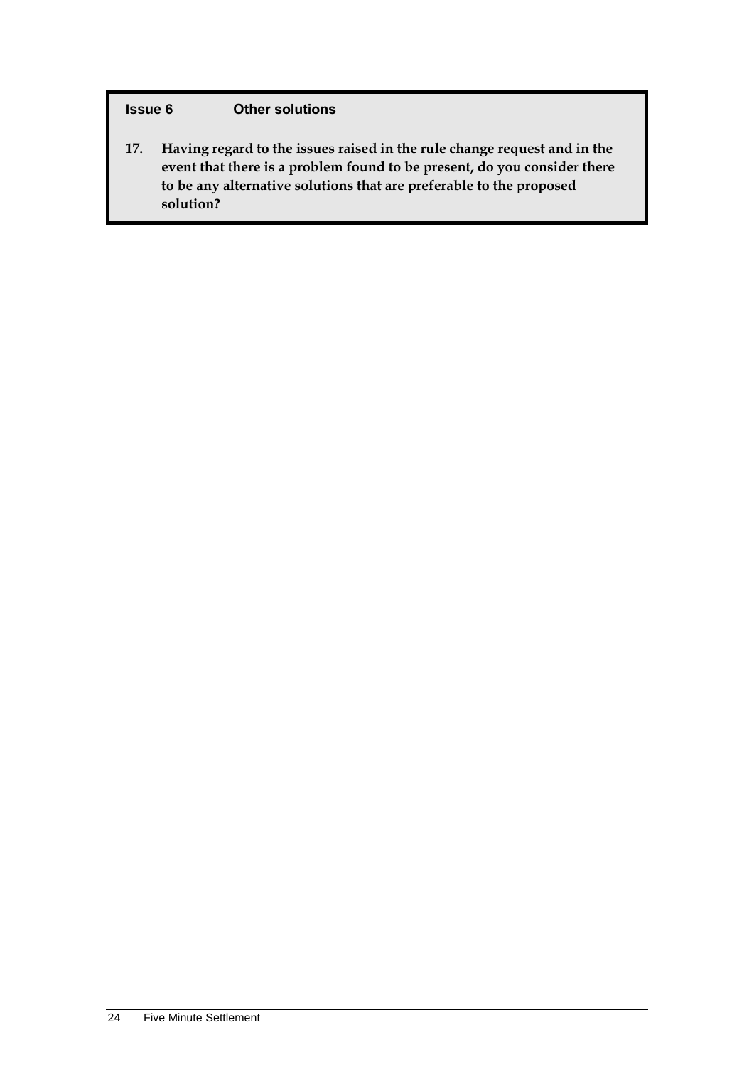**Issue 6 Other solutions**

**17. Having regard to the issues raised in the rule change request and in the event that there is a problem found to be present, do you consider there to be any alternative solutions that are preferable to the proposed solution?**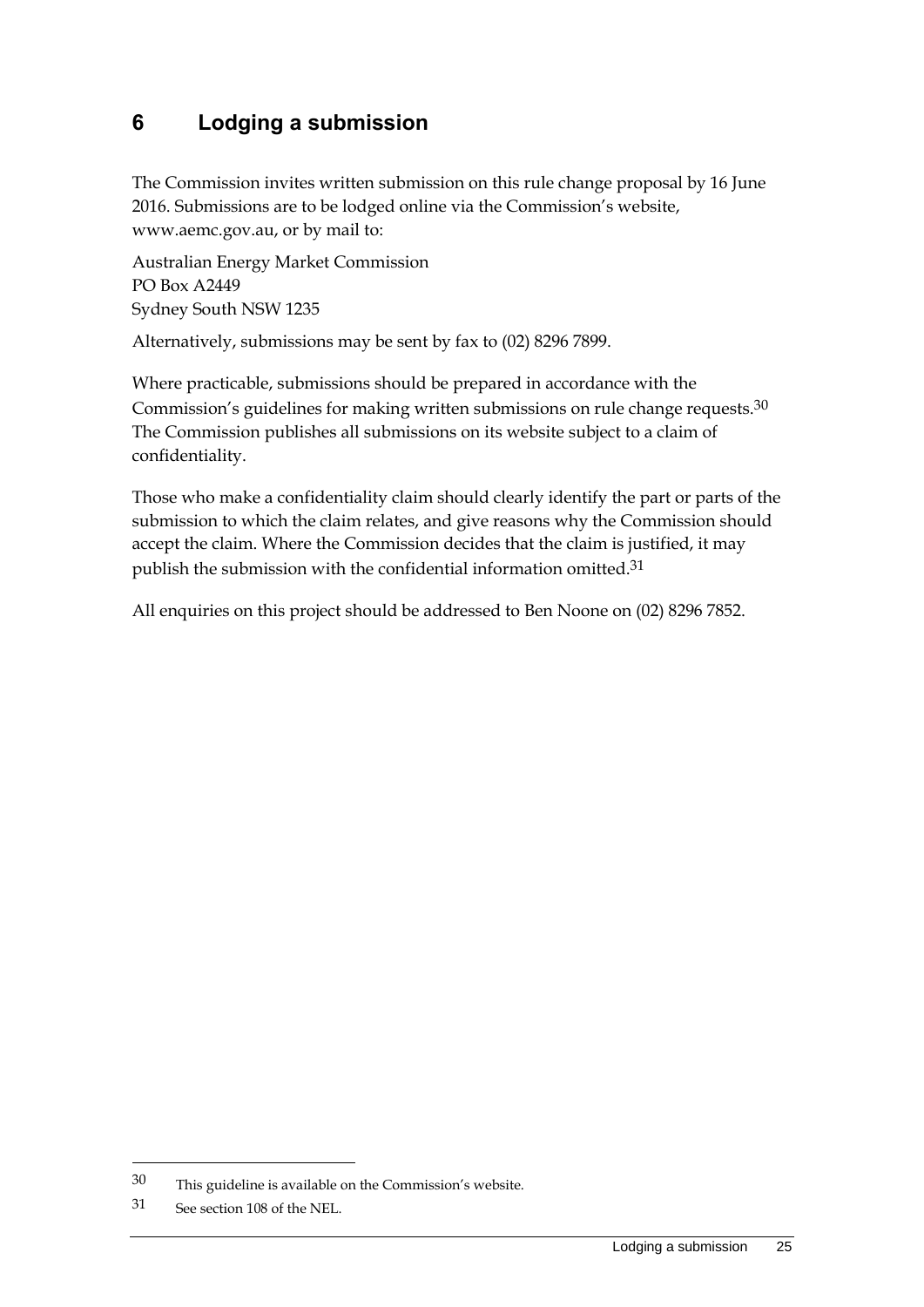# 6 Lodging a submission

The Commission invites written submission on this rule change proposal by 16 June 2016. Submissions are to be lodged online via the Commission's website, www.aemc.gov.au, or by mail to:

Australian Energy Market Commission
PO Box A2449
Sydney South NSW 1235

Alternatively, submissions may be sent by fax to (02) 8296 7899.

Where practicable, submissions should be prepared in accordance with the Commission's guidelines for making written submissions on rule change requests.[30] The Commission publishes all submissions on its website subject to a claim of confidentiality.

Those who make a confidentiality claim should clearly identify the part or parts of the submission to which the claim relates, and give reasons why the Commission should accept the claim. Where the Commission decides that the claim is justified, it may publish the submission with the confidential information omitted.[31]

All enquiries on this project should be addressed to Ben Noone on (02) 8296 7852.

---

30 This guideline is available on the Commission's website.

31 See section 108 of the NEL.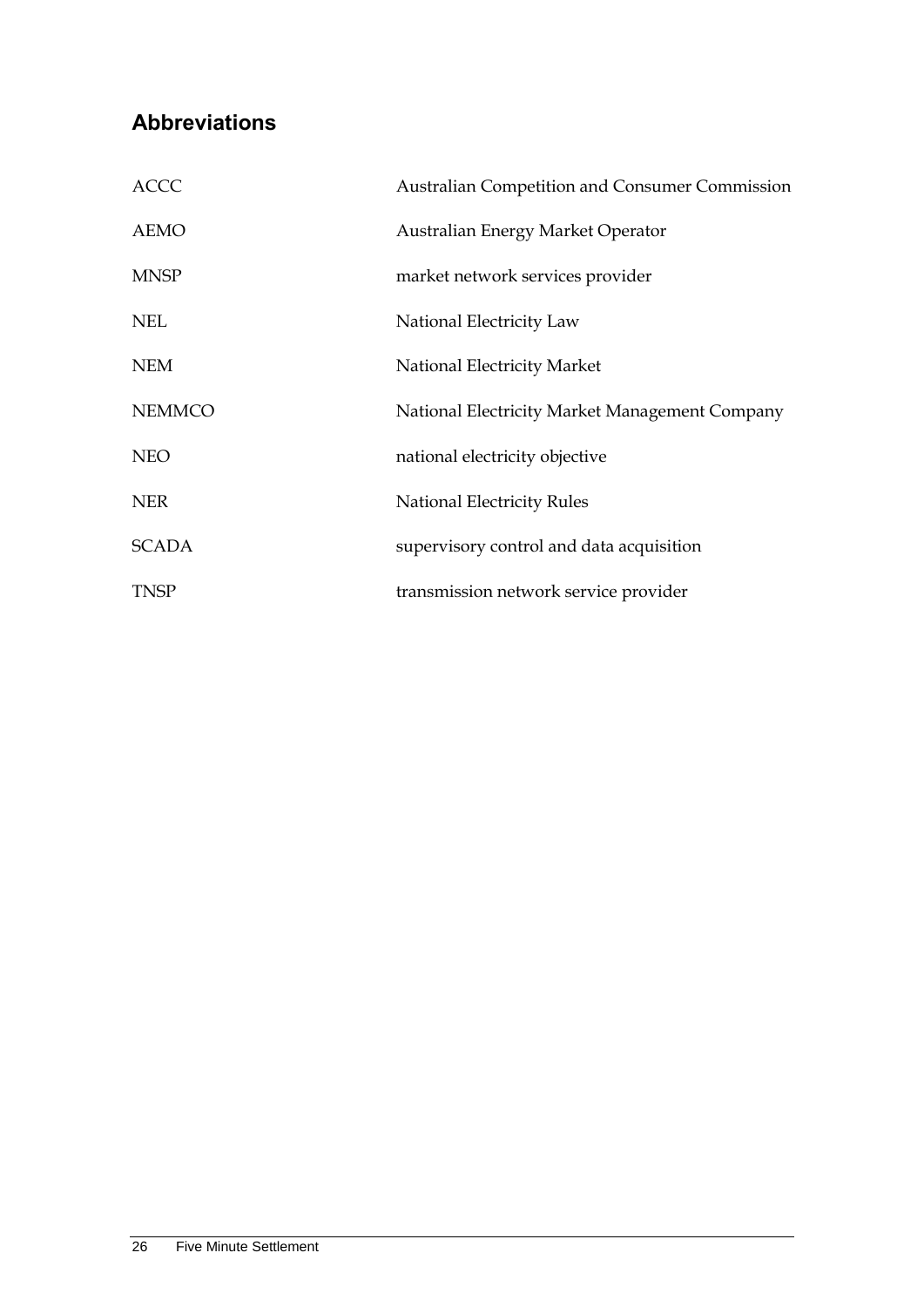## Abbreviations

| | |
|---|---|
| ACCC | Australian Competition and Consumer Commission |
| AEMO | Australian Energy Market Operator |
| MNSP | market network services provider |
| NEL | National Electricity Law |
| NEM | National Electricity Market |
| NEMMCO | National Electricity Market Management Company |
| NEO | national electricity objective |
| NER | National Electricity Rules |
| SCADA | supervisory control and data acquisition |
| TNSP | transmission network service provider |